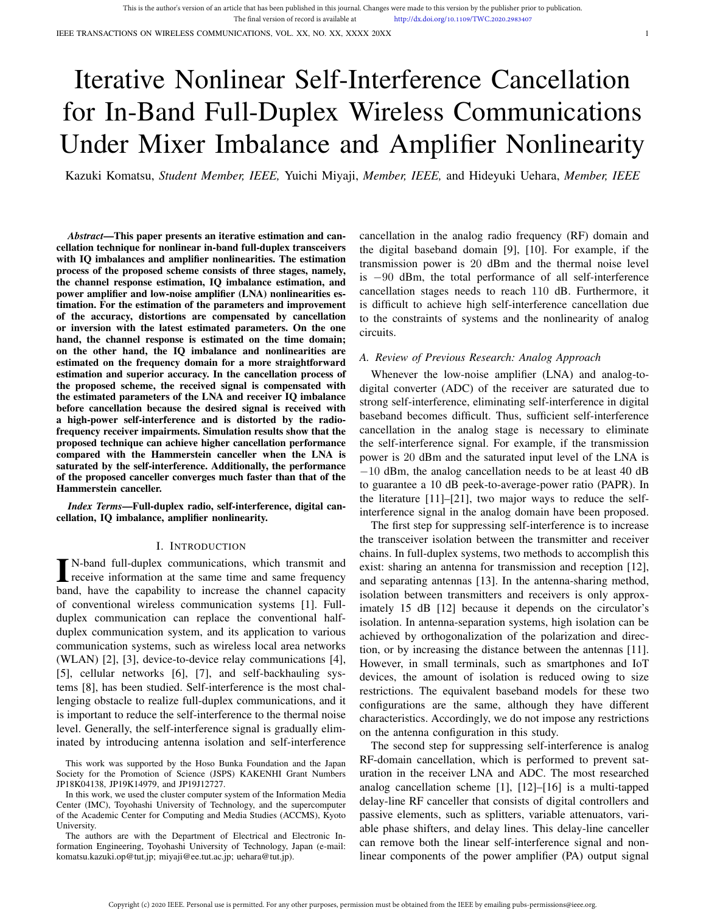# Iterative Nonlinear Self-Interference Cancellation for In-Band Full-Duplex Wireless Communications Under Mixer Imbalance and Amplifier Nonlinearity

Kazuki Komatsu, *Student Member, IEEE,* Yuichi Miyaji, *Member, IEEE,* and Hideyuki Uehara, *Member, IEEE*

***Abstract*—This paper presents an iterative estimation and cancellation technique for nonlinear in-band full-duplex transceivers with IQ imbalances and amplifier nonlinearities. The estimation process of the proposed scheme consists of three stages, namely, the channel response estimation, IQ imbalance estimation, and power amplifier and low-noise amplifier (LNA) nonlinearities estimation. For the estimation of the parameters and improvement of the accuracy, distortions are compensated by cancellation or inversion with the latest estimated parameters. On the one hand, the channel response is estimated on the time domain; on the other hand, the IQ imbalance and nonlinearities are estimated on the frequency domain for a more straightforward estimation and superior accuracy. In the cancellation process of the proposed scheme, the received signal is compensated with the estimated parameters of the LNA and receiver IQ imbalance before cancellation because the desired signal is received with a high-power self-interference and is distorted by the radio-frequency receiver impairments. Simulation results show that the proposed technique can achieve higher cancellation performance compared with the Hammerstein canceller when the LNA is saturated by the self-interference. Additionally, the performance of the proposed canceller converges much faster than that of the Hammerstein canceller.**

***Index Terms*—Full-duplex radio, self-interference, digital cancellation, IQ imbalance, amplifier nonlinearity.**

## I. Introduction

In-band full-duplex communications, which transmit and receive information at the same time and same frequency band, have the capability to increase the channel capacity of conventional wireless communication systems [1]. Full-duplex communication can replace the conventional half-duplex communication system, and its application to various communication systems, such as wireless local area networks (WLAN) [2], [3], device-to-device relay communications [4], [5], cellular networks [6], [7], and self-backhauling systems [8], has been studied. Self-interference is the most challenging obstacle to realize full-duplex communications, and it is important to reduce the self-interference to the thermal noise level. Generally, the self-interference signal is gradually eliminated by introducing antenna isolation and self-interference cancellation in the analog radio frequency (RF) domain and the digital baseband domain [9], [10]. For example, if the transmission power is 20 dBm and the thermal noise level is $-90$ dBm, the total performance of all self-interference cancellation stages needs to reach 110 dB. Furthermore, it is difficult to achieve high self-interference cancellation due to the constraints of systems and the nonlinearity of analog circuits.

### A. Review of Previous Research: Analog Approach

Whenever the low-noise amplifier (LNA) and analog-to-digital converter (ADC) of the receiver are saturated due to strong self-interference, eliminating self-interference in digital baseband becomes difficult. Thus, sufficient self-interference cancellation in the analog stage is necessary to eliminate the self-interference signal. For example, if the transmission power is 20 dBm and the saturated input level of the LNA is $-10$ dBm, the analog cancellation needs to be at least 40 dB to guarantee a 10 dB peek-to-average-power ratio (PAPR). In the literature [11]–[21], two major ways to reduce the self-interference signal in the analog domain have been proposed.

The first step for suppressing self-interference is to increase the transceiver isolation between the transmitter and receiver chains. In full-duplex systems, two methods to accomplish this exist: sharing an antenna for transmission and reception [12], and separating antennas [13]. In the antenna-sharing method, isolation between transmitters and receivers is only approximately 15 dB [12] because it depends on the circulator's isolation. In antenna-separation systems, high isolation can be achieved by orthogonalization of the polarization and direction, or by increasing the distance between the antennas [11]. However, in small terminals, such as smartphones and IoT devices, the amount of isolation is reduced owing to size restrictions. The equivalent baseband models for these two configurations are the same, although they have different characteristics. Accordingly, we do not impose any restrictions on the antenna configuration in this study.

The second step for suppressing self-interference is analog RF-domain cancellation, which is performed to prevent saturation in the receiver LNA and ADC. The most researched analog cancellation scheme [1], [12]–[16] is a multi-tapped delay-line RF canceller that consists of digital controllers and passive elements, such as splitters, variable attenuators, variable phase shifters, and delay lines. This delay-line canceller can remove both the linear self-interference signal and nonlinear components of the power amplifier (PA) output signal

---

This work was supported by the Hoso Bunka Foundation and the Japan Society for the Promotion of Science (JSPS) KAKENHI Grant Numbers JP18K04138, JP19K14979, and JP19J12727.

In this work, we used the cluster computer system of the Information Media Center (IMC), Toyohashi University of Technology, and the supercomputer of the Academic Center for Computing and Media Studies (ACCMS), Kyoto University.

The authors are with the Department of Electrical and Electronic Information Engineering, Toyohashi University of Technology, Japan (e-mail: komatsu.kazuki.op@tut.jp; miyaji@ee.tut.ac.jp; uehara@tut.jp).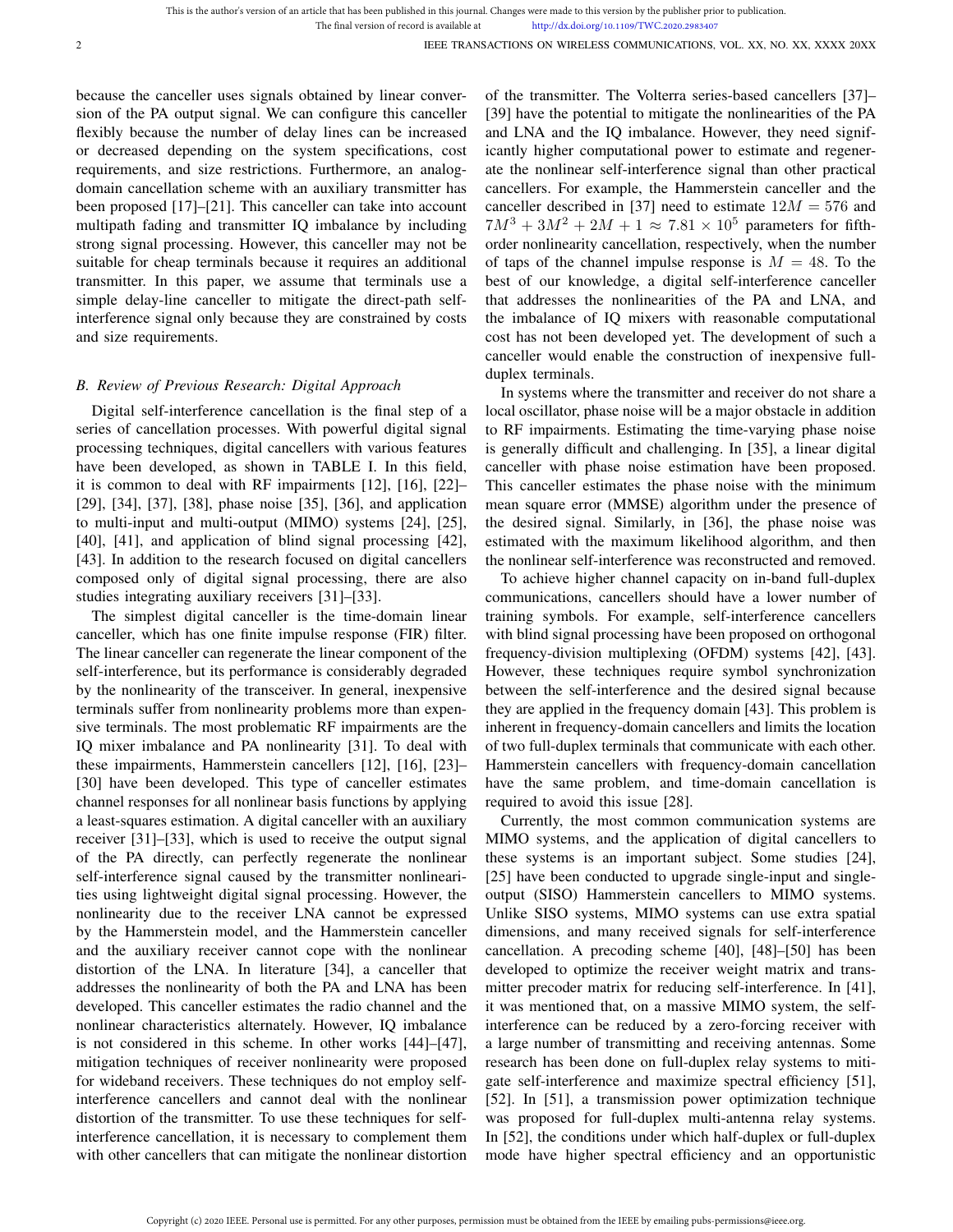because the canceller uses signals obtained by linear conversion of the PA output signal. We can configure this canceller flexibly because the number of delay lines can be increased or decreased depending on the system specifications, cost requirements, and size restrictions. Furthermore, an analog-domain cancellation scheme with an auxiliary transmitter has been proposed [17]–[21]. This canceller can take into account multipath fading and transmitter IQ imbalance by including strong signal processing. However, this canceller may not be suitable for cheap terminals because it requires an additional transmitter. In this paper, we assume that terminals use a simple delay-line canceller to mitigate the direct-path self-interference signal only because they are constrained by costs and size requirements.

### *B. Review of Previous Research: Digital Approach*

Digital self-interference cancellation is the final step of a series of cancellation processes. With powerful digital signal processing techniques, digital cancellers with various features have been developed, as shown in TABLE I. In this field, it is common to deal with RF impairments [12], [16], [22]–[29], [34], [37], [38], phase noise [35], [36], and application to multi-input and multi-output (MIMO) systems [24], [25], [40], [41], and application of blind signal processing [42], [43]. In addition to the research focused on digital cancellers composed only of digital signal processing, there are also studies integrating auxiliary receivers [31]–[33].

The simplest digital canceller is the time-domain linear canceller, which has one finite impulse response (FIR) filter. The linear canceller can regenerate the linear component of the self-interference, but its performance is considerably degraded by the nonlinearity of the transceiver. In general, inexpensive terminals suffer from nonlinearity problems more than expensive terminals. The most problematic RF impairments are the IQ mixer imbalance and PA nonlinearity [31]. To deal with these impairments, Hammerstein cancellers [12], [16], [23]–[30] have been developed. This type of canceller estimates channel responses for all nonlinear basis functions by applying a least-squares estimation. A digital canceller with an auxiliary receiver [31]–[33], which is used to receive the output signal of the PA directly, can perfectly regenerate the nonlinear self-interference signal caused by the transmitter nonlinearities using lightweight digital signal processing. However, the nonlinearity due to the receiver LNA cannot be expressed by the Hammerstein model, and the Hammerstein canceller and the auxiliary receiver cannot cope with the nonlinear distortion of the LNA. In literature [34], a canceller that addresses the nonlinearity of both the PA and LNA has been developed. This canceller estimates the radio channel and the nonlinear characteristics alternately. However, IQ imbalance is not considered in this scheme. In other works [44]–[47], mitigation techniques of receiver nonlinearity were proposed for wideband receivers. These techniques do not employ self-interference cancellers and cannot deal with the nonlinear distortion of the transmitter. To use these techniques for self-interference cancellation, it is necessary to complement them with other cancellers that can mitigate the nonlinear distortion of the transmitter. The Volterra series-based cancellers [37]–[39] have the potential to mitigate the nonlinearities of the PA and LNA and the IQ imbalance. However, they need significantly higher computational power to estimate and regenerate the nonlinear self-interference signal than other practical cancellers. For example, the Hammerstein canceller and the canceller described in [37] need to estimate $12M = 576$ and $7M^3 + 3M^2 + 2M + 1 \approx 7.81 \times 10^5$ parameters for fifth-order nonlinearity cancellation, respectively, when the number of taps of the channel impulse response is $M = 48$. To the best of our knowledge, a digital self-interference canceller that addresses the nonlinearities of the PA and LNA, and the imbalance of IQ mixers with reasonable computational cost has not been developed yet. The development of such a canceller would enable the construction of inexpensive full-duplex terminals.

In systems where the transmitter and receiver do not share a local oscillator, phase noise will be a major obstacle in addition to RF impairments. Estimating the time-varying phase noise is generally difficult and challenging. In [35], a linear digital canceller with phase noise estimation have been proposed. This canceller estimates the phase noise with the minimum mean square error (MMSE) algorithm under the presence of the desired signal. Similarly, in [36], the phase noise was estimated with the maximum likelihood algorithm, and then the nonlinear self-interference was reconstructed and removed.

To achieve higher channel capacity on in-band full-duplex communications, cancellers should have a lower number of training symbols. For example, self-interference cancellers with blind signal processing have been proposed on orthogonal frequency-division multiplexing (OFDM) systems [42], [43]. However, these techniques require symbol synchronization between the self-interference and the desired signal because they are applied in the frequency domain [43]. This problem is inherent in frequency-domain cancellers and limits the location of two full-duplex terminals that communicate with each other. Hammerstein cancellers with frequency-domain cancellation have the same problem, and time-domain cancellation is required to avoid this issue [28].

Currently, the most common communication systems are MIMO systems, and the application of digital cancellers to these systems is an important subject. Some studies [24], [25] have been conducted to upgrade single-input and single-output (SISO) Hammerstein cancellers to MIMO systems. Unlike SISO systems, MIMO systems can use extra spatial dimensions, and many received signals for self-interference cancellation. A precoding scheme [40], [48]–[50] has been developed to optimize the receiver weight matrix and transmitter precoder matrix for reducing self-interference. In [41], it was mentioned that, on a massive MIMO system, the self-interference can be reduced by a zero-forcing receiver with a large number of transmitting and receiving antennas. Some research has been done on full-duplex relay systems to mitigate self-interference and maximize spectral efficiency [51], [52]. In [51], a transmission power optimization technique was proposed for full-duplex multi-antenna relay systems. In [52], the conditions under which half-duplex or full-duplex mode have higher spectral efficiency and an opportunistic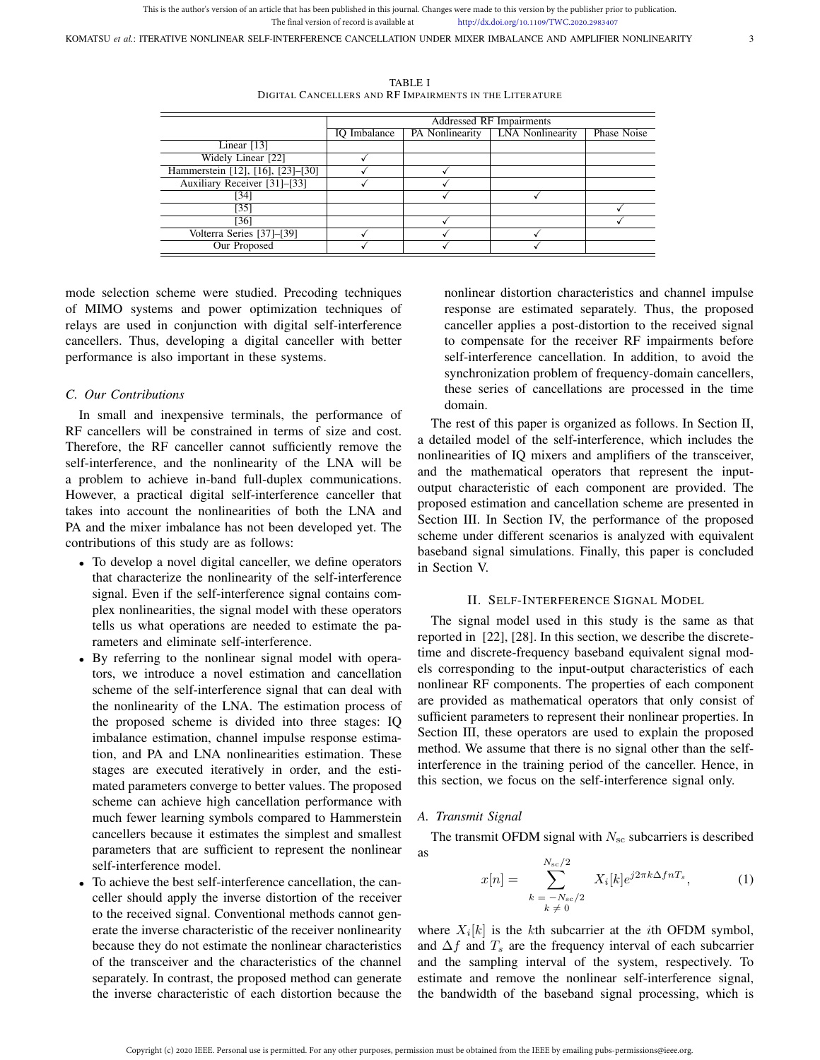TABLE I
DIGITAL CANCELLERS AND RF IMPAIRMENTS IN THE LITERATURE

| | Addressed RF Impairments | | | |
|---|---|---|---|---|
| | IQ Imbalance | PA Nonlinearity | LNA Nonlinearity | Phase Noise |
| Linear [13] | | | | |
| Widely Linear [22] | ✓ | | | |
| Hammerstein [12], [16], [23]–[30] | ✓ | ✓ | | |
| Auxiliary Receiver [31]–[33] | ✓ | ✓ | | |
| [34] | | ✓ | ✓ | |
| [35] | | | | ✓ |
| [36] | | ✓ | | ✓ |
| Volterra Series [37]–[39] | ✓ | ✓ | ✓ | |
| Our Proposed | ✓ | ✓ | ✓ | |

mode selection scheme were studied. Precoding techniques of MIMO systems and power optimization techniques of relays are used in conjunction with digital self-interference cancellers. Thus, developing a digital canceller with better performance is also important in these systems.

### C. Our Contributions

In small and inexpensive terminals, the performance of RF cancellers will be constrained in terms of size and cost. Therefore, the RF canceller cannot sufficiently remove the self-interference, and the nonlinearity of the LNA will be a problem to achieve in-band full-duplex communications. However, a practical digital self-interference canceller that takes into account the nonlinearities of both the LNA and PA and the mixer imbalance has not been developed yet. The contributions of this study are as follows:

- To develop a novel digital canceller, we define operators that characterize the nonlinearity of the self-interference signal. Even if the self-interference signal contains complex nonlinearities, the signal model with these operators tells us what operations are needed to estimate the parameters and eliminate self-interference.
- By referring to the nonlinear signal model with operators, we introduce a novel estimation and cancellation scheme of the self-interference signal that can deal with the nonlinearity of the LNA. The estimation process of the proposed scheme is divided into three stages: IQ imbalance estimation, channel impulse response estimation, and PA and LNA nonlinearities estimation. These stages are executed iteratively in order, and the estimated parameters converge to better values. The proposed scheme can achieve high cancellation performance with much fewer learning symbols compared to Hammerstein cancellers because it estimates the simplest and smallest parameters that are sufficient to represent the nonlinear self-interference model.
- To achieve the best self-interference cancellation, the canceller should apply the inverse distortion of the receiver to the received signal. Conventional methods cannot generate the inverse characteristic of the receiver nonlinearity because they do not estimate the nonlinear characteristics of the transceiver and the characteristics of the channel separately. In contrast, the proposed method can generate the inverse characteristic of each distortion because the nonlinear distortion characteristics and channel impulse response are estimated separately. Thus, the proposed canceller applies a post-distortion to the received signal to compensate for the receiver RF impairments before self-interference cancellation. In addition, to avoid the synchronization problem of frequency-domain cancellers, these series of cancellations are processed in the time domain.

The rest of this paper is organized as follows. In Section II, a detailed model of the self-interference, which includes the nonlinearities of IQ mixers and amplifiers of the transceiver, and the mathematical operators that represent the input-output characteristic of each component are provided. The proposed estimation and cancellation scheme are presented in Section III. In Section IV, the performance of the proposed scheme under different scenarios is analyzed with equivalent baseband signal simulations. Finally, this paper is concluded in Section V.

## II. SELF-INTERFERENCE SIGNAL MODEL

The signal model used in this study is the same as that reported in [22], [28]. In this section, we describe the discrete-time and discrete-frequency baseband equivalent signal models corresponding to the input-output characteristics of each nonlinear RF components. The properties of each component are provided as mathematical operators that only consist of sufficient parameters to represent their nonlinear properties. In Section III, these operators are used to explain the proposed method. We assume that there is no signal other than the self-interference in the training period of the canceller. Hence, in this section, we focus on the self-interference signal only.

### A. Transmit Signal

The transmit OFDM signal with $N_{\mathrm{sc}}$ subcarriers is described as

$$x[n] = \sum_{\substack{k = -N_{\mathrm{sc}}/2 \\ k \neq 0}}^{N_{\mathrm{sc}}/2} X_i[k] e^{j2\pi k \Delta f n T_s}, \tag{1}$$

where $X_i[k]$ is the $k$th subcarrier at the $i$th OFDM symbol, and $\Delta f$ and $T_s$ are the frequency interval of each subcarrier and the sampling interval of the system, respectively. To estimate and remove the nonlinear self-interference signal, the bandwidth of the baseband signal processing, which is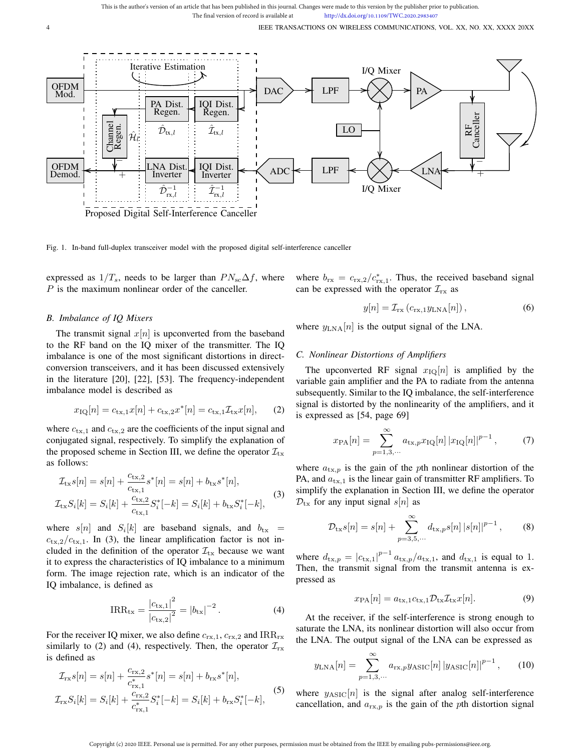Fig. 1. In-band full-duplex transceiver model with the proposed digital self-interference canceller

expressed as $1/T_s$, needs to be larger than $PN_{\text{sc}}\Delta f$, where $P$ is the maximum nonlinear order of the canceller.

### B. Imbalance of IQ Mixers

The transmit signal $x[n]$ is upconverted from the baseband to the RF band on the IQ mixer of the transmitter. The IQ imbalance is one of the most significant distortions in direct-conversion transceivers, and it has been discussed extensively in the literature [20], [22], [53]. The frequency-independent imbalance model is described as

$$x_{\text{IQ}}[n] = c_{\text{tx},1}x[n] + c_{\text{tx},2}x^*[n] = c_{\text{tx},1}\mathcal{I}_{\text{tx}}x[n], \tag{2}$$

where $c_{\text{tx},1}$ and $c_{\text{tx},2}$ are the coefficients of the input signal and conjugated signal, respectively. To simplify the explanation of the proposed scheme in Section III, we define the operator $\mathcal{I}_{\text{tx}}$ as follows:

$$\begin{aligned}
\mathcal{I}_{\text{tx}}s[n] &= s[n] + \frac{c_{\text{tx},2}}{c_{\text{tx},1}}s^*[n] = s[n] + b_{\text{tx}}s^*[n],\\
\mathcal{I}_{\text{tx}}S_i[k] &= S_i[k] + \frac{c_{\text{tx},2}}{c_{\text{tx},1}}S_i^*[-k] = S_i[k] + b_{\text{tx}}S_i^*[-k],
\end{aligned} \tag{3}$$

where $s[n]$ and $S_i[k]$ are baseband signals, and $b_{\text{tx}} = c_{\text{tx},2}/c_{\text{tx},1}$. In (3), the linear amplification factor is not included in the definition of the operator $\mathcal{I}_{\text{tx}}$ because we want it to express the characteristics of IQ imbalance to a minimum form. The image rejection rate, which is an indicator of the IQ imbalance, is defined as

$$\text{IRR}_{\text{tx}} = \frac{|c_{\text{tx},1}|^2}{|c_{\text{tx},2}|^2} = |b_{\text{tx}}|^{-2}. \tag{4}$$

For the receiver IQ mixer, we also define $c_{\text{rx},1}$, $c_{\text{rx},2}$ and $\text{IRR}_{\text{rx}}$ similarly to (2) and (4), respectively. Then, the operator $\mathcal{I}_{\text{rx}}$ is defined as

$$\begin{aligned}
\mathcal{I}_{\text{rx}}s[n] &= s[n] + \frac{c_{\text{rx},2}}{c_{\text{rx},1}^*}s^*[n] = s[n] + b_{\text{rx}}s^*[n],\\
\mathcal{I}_{\text{rx}}S_i[k] &= S_i[k] + \frac{c_{\text{rx},2}}{c_{\text{rx},1}^*}S_i^*[-k] = S_i[k] + b_{\text{rx}}S_i^*[-k],
\end{aligned} \tag{5}$$

where $b_{\text{rx}} = c_{\text{rx},2}/c_{\text{rx},1}^*$. Thus, the received baseband signal can be expressed with the operator $\mathcal{I}_{\text{rx}}$ as

$$y[n] = \mathcal{I}_{\text{rx}}\left(c_{\text{rx},1}y_{\text{LNA}}[n]\right), \tag{6}$$

where $y_{\text{LNA}}[n]$ is the output signal of the LNA.

### C. Nonlinear Distortions of Amplifiers

The upconverted RF signal $x_{\text{IQ}}[n]$ is amplified by the variable gain amplifier and the PA to radiate from the antenna subsequently. Similar to the IQ imbalance, the self-interference signal is distorted by the nonlinearity of the amplifiers, and it is expressed as [54, page 69]

$$x_{\text{PA}}[n] = \sum_{p=1,3,\cdots}^{\infty} a_{\text{tx},p}x_{\text{IQ}}[n]\left|x_{\text{IQ}}[n]\right|^{p-1}, \tag{7}$$

where $a_{\text{tx},p}$ is the gain of the $p$th nonlinear distortion of the PA, and $a_{\text{tx},1}$ is the linear gain of transmitter RF amplifiers. To simplify the explanation in Section III, we define the operator $\mathcal{D}_{\text{tx}}$ for any input signal $s[n]$ as

$$\mathcal{D}_{\text{tx}}s[n] = s[n] + \sum_{p=3,5,\cdots}^{\infty} d_{\text{tx},p}s[n]\left|s[n]\right|^{p-1}, \tag{8}$$

where $d_{\text{tx},p} = |c_{\text{tx},1}|^{p-1}a_{\text{tx},p}/a_{\text{tx},1}$, and $d_{\text{tx},1}$ is equal to 1. Then, the transmit signal from the transmit antenna is expressed as

$$x_{\text{PA}}[n] = a_{\text{tx},1}c_{\text{tx},1}\mathcal{D}_{\text{tx}}\mathcal{I}_{\text{tx}}x[n]. \tag{9}$$

At the receiver, if the self-interference is strong enough to saturate the LNA, its nonlinear distortion will also occur from the LNA. The output signal of the LNA can be expressed as

$$y_{\text{LNA}}[n] = \sum_{p=1,3,\cdots}^{\infty} a_{\text{rx},p}y_{\text{ASIC}}[n]\left|y_{\text{ASIC}}[n]\right|^{p-1}, \tag{10}$$

where $y_{\text{ASIC}}[n]$ is the signal after analog self-interference cancellation, and $a_{\text{rx},p}$ is the gain of the $p$th distortion signal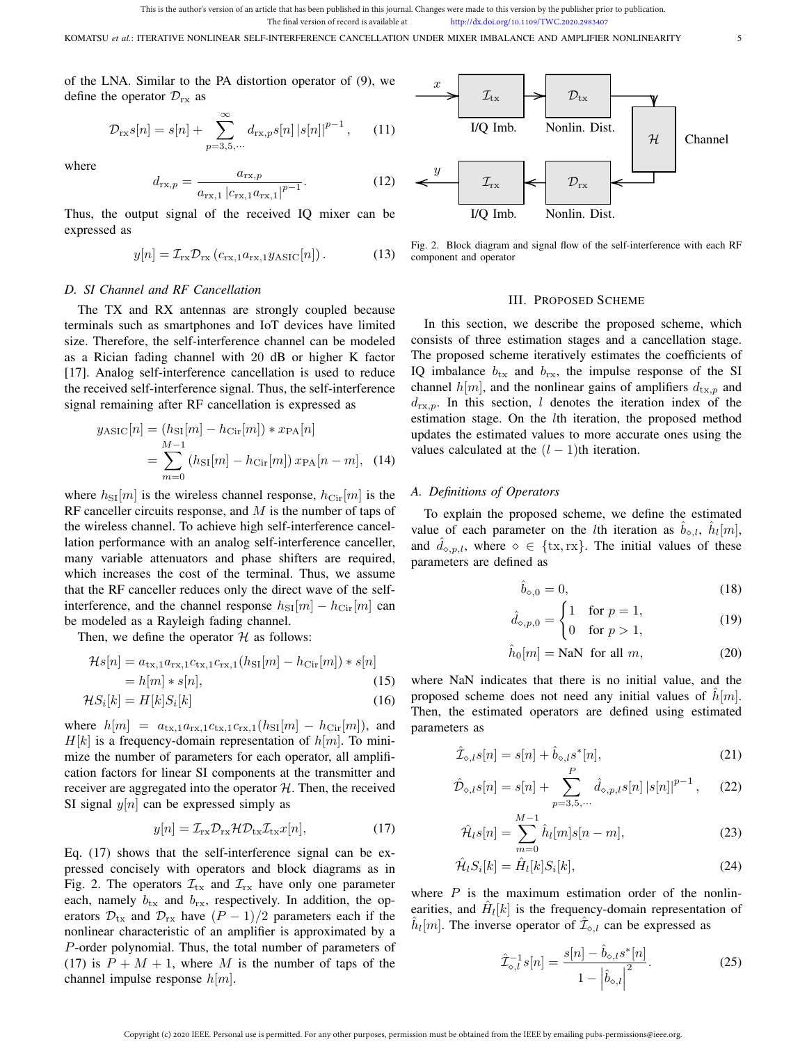of the LNA. Similar to the PA distortion operator of (9), we define the operator $\mathcal{D}_{\rm rx}$ as

$$\mathcal{D}_{\rm rx}s[n] = s[n] + \sum_{p=3,5,\cdots}^{\infty} d_{{\rm rx},p} s[n] \left|s[n]\right|^{p-1}, \quad (11)$$

where

$$d_{{\rm rx},p} = \frac{a_{{\rm rx},p}}{a_{{\rm rx},1}\left|c_{{\rm rx},1}a_{{\rm rx},1}\right|^{p-1}}. \quad (12)$$

Thus, the output signal of the received IQ mixer can be expressed as

$$y[n] = \mathcal{I}_{\rm rx}\mathcal{D}_{\rm rx}\left(c_{{\rm rx},1}a_{{\rm rx},1}y_{\rm ASIC}[n]\right). \quad (13)$$

### D. SI Channel and RF Cancellation

The TX and RX antennas are strongly coupled because terminals such as smartphones and IoT devices have limited size. Therefore, the self-interference channel can be modeled as a Rician fading channel with 20 dB or higher K factor [17]. Analog self-interference cancellation is used to reduce the received self-interference signal. Thus, the self-interference signal remaining after RF cancellation is expressed as

$$\begin{aligned} y_{\rm ASIC}[n] &= (h_{\rm SI}[m] - h_{\rm Cir}[m]) * x_{\rm PA}[n] \\ &= \sum_{m=0}^{M-1} (h_{\rm SI}[m] - h_{\rm Cir}[m])\, x_{\rm PA}[n-m], \quad (14) \end{aligned}$$

where $h_{\rm SI}[m]$ is the wireless channel response, $h_{\rm Cir}[m]$ is the RF canceller circuits response, and $M$ is the number of taps of the wireless channel. To achieve high self-interference cancellation performance with an analog self-interference canceller, many variable attenuators and phase shifters are required, which increases the cost of the terminal. Thus, we assume that the RF canceller reduces only the direct wave of the self-interference, and the channel response $h_{\rm SI}[m] - h_{\rm Cir}[m]$ can be modeled as a Rayleigh fading channel.

Then, we define the operator $\mathcal{H}$ as follows:

$$\begin{aligned} \mathcal{H}s[n] &= a_{{\rm tx},1}a_{{\rm rx},1}c_{{\rm tx},1}c_{{\rm rx},1}(h_{\rm SI}[m] - h_{\rm Cir}[m]) * s[n] \\ &= h[m] * s[n], \quad (15) \\ \mathcal{H}S_i[k] &= H[k]S_i[k] \quad (16) \end{aligned}$$

where $h[m] = a_{{\rm tx},1}a_{{\rm rx},1}c_{{\rm tx},1}c_{{\rm rx},1}(h_{\rm SI}[m] - h_{\rm Cir}[m])$, and $H[k]$ is a frequency-domain representation of $h[m]$. To minimize the number of parameters for each operator, all amplification factors for linear SI components at the transmitter and receiver are aggregated into the operator $\mathcal{H}$. Then, the received SI signal $y[n]$ can be expressed simply as

$$y[n] = \mathcal{I}_{\rm rx}\mathcal{D}_{\rm rx}\mathcal{H}\mathcal{D}_{\rm tx}\mathcal{I}_{\rm tx}x[n], \quad (17)$$

Eq. (17) shows that the self-interference signal can be expressed concisely with operators and block diagrams as in Fig. 2. The operators $\mathcal{I}_{\rm tx}$ and $\mathcal{I}_{\rm rx}$ have only one parameter each, namely $b_{\rm tx}$ and $b_{\rm rx}$, respectively. In addition, the operators $\mathcal{D}_{\rm tx}$ and $\mathcal{D}_{\rm rx}$ have $(P-1)/2$ parameters each if the nonlinear characteristic of an amplifier is approximated by a $P$-order polynomial. Thus, the total number of parameters of (17) is $P + M + 1$, where $M$ is the number of taps of the channel impulse response $h[m]$.

Fig. 2. Block diagram and signal flow of the self-interference with each RF component and operator

## III. Proposed Scheme

In this section, we describe the proposed scheme, which consists of three estimation stages and a cancellation stage. The proposed scheme iteratively estimates the coefficients of IQ imbalance $b_{\rm tx}$ and $b_{\rm rx}$, the impulse response of the SI channel $h[m]$, and the nonlinear gains of amplifiers $d_{{\rm tx},p}$ and $d_{{\rm rx},p}$. In this section, $l$ denotes the iteration index of the estimation stage. On the $l$th iteration, the proposed method updates the estimated values to more accurate ones using the values calculated at the $(l-1)$th iteration.

### A. Definitions of Operators

To explain the proposed scheme, we define the estimated value of each parameter on the $l$th iteration as $\hat{b}_{\diamond,l}$, $\hat{h}_l[m]$, and $\hat{d}_{\diamond,p,l}$, where $\diamond \in \{{\rm tx}, {\rm rx}\}$. The initial values of these parameters are defined as

$$\hat{b}_{\diamond,0} = 0, \quad (18)$$

$$\hat{d}_{\diamond,p,0} = \begin{cases} 1 & \text{for } p = 1, \\ 0 & \text{for } p > 1, \end{cases} \quad (19)$$

$$\hat{h}_0[m] = \text{NaN} \;\; \text{for all } m, \quad (20)$$

where NaN indicates that there is no initial value, and the proposed scheme does not need any initial values of $\hat{h}[m]$. Then, the estimated operators are defined using estimated parameters as

$$\hat{\mathcal{I}}_{\diamond,l}s[n] = s[n] + \hat{b}_{\diamond,l}s^*[n], \quad (21)$$

$$\hat{\mathcal{D}}_{\diamond,l}s[n] = s[n] + \sum_{p=3,5,\cdots}^{P} \hat{d}_{\diamond,p,l}s[n]\left|s[n]\right|^{p-1}, \quad (22)$$

$$\hat{\mathcal{H}}_l s[n] = \sum_{m=0}^{M-1} \hat{h}_l[m]s[n-m], \quad (23)$$

$$\hat{\mathcal{H}}_l S_i[k] = \hat{H}_l[k]S_i[k], \quad (24)$$

where $P$ is the maximum estimation order of the nonlinearities, and $\hat{H}_l[k]$ is the frequency-domain representation of $\hat{h}_l[m]$. The inverse operator of $\hat{\mathcal{I}}_{\diamond,l}$ can be expressed as

$$\hat{\mathcal{I}}_{\diamond,l}^{-1}s[n] = \frac{s[n] - \hat{b}_{\diamond,l}s^*[n]}{1 - \left|\hat{b}_{\diamond,l}\right|^2}. \quad (25)$$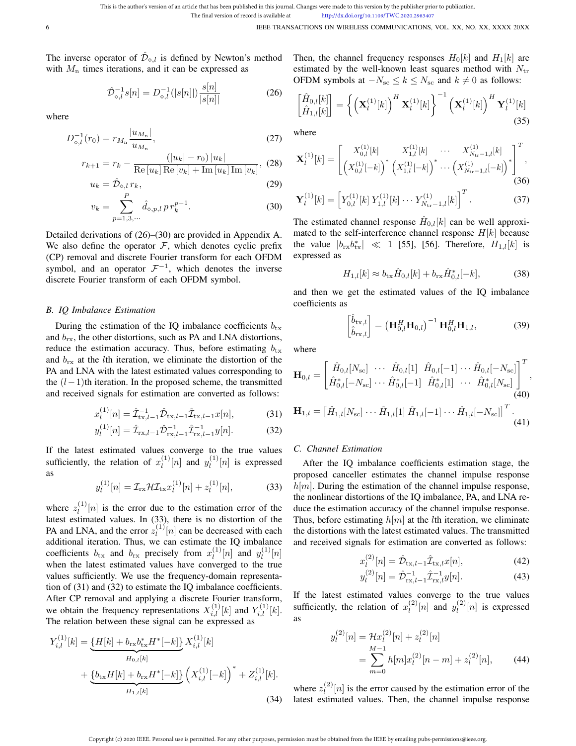The inverse operator of $\hat{\mathcal{D}}_{\diamond,l}$ is defined by Newton's method with $M_{\rm n}$ times iterations, and it can be expressed as

$$\hat{\mathcal{D}}_{\diamond,l}^{-1} s[n] = D_{\diamond,l}^{-1}(|s[n]|) \frac{s[n]}{|s[n]|} \tag{26}$$

where

$$D_{\diamond,l}^{-1}(r_0) = r_{M_{\rm n}} \frac{|u_{M_{\rm n}}|}{u_{M_{\rm n}}}, \tag{27}$$

$$r_{k+1} = r_k - \frac{(|u_k| - r_0)\,|u_k|}{\mathrm{Re}\,[u_k]\,\mathrm{Re}\,[v_k] + \mathrm{Im}\,[u_k]\,\mathrm{Im}\,[v_k]}, \tag{28}$$

$$u_k = \hat{\mathcal{D}}_{\diamond,l}\, r_k, \tag{29}$$

$$v_k = \sum_{p=1,3,\cdots}^{P} \hat{d}_{\diamond,p,l}\, p\, r_k^{p-1}. \tag{30}$$

Detailed derivations of (26)–(30) are provided in Appendix A. We also define the operator $\mathcal{F}$, which denotes cyclic prefix (CP) removal and discrete Fourier transform for each OFDM symbol, and an operator $\mathcal{F}^{-1}$, which denotes the inverse discrete Fourier transform of each OFDM symbol.

### B. IQ Imbalance Estimation

During the estimation of the IQ imbalance coefficients $b_{\rm tx}$ and $b_{\rm rx}$, the other distortions, such as PA and LNA distortions, reduce the estimation accuracy. Thus, before estimating $b_{\rm tx}$ and $b_{\rm rx}$ at the $l$th iteration, we eliminate the distortion of the PA and LNA with the latest estimated values corresponding to the $(l-1)$th iteration. In the proposed scheme, the transmitted and received signals for estimation are converted as follows:

$$x_l^{(1)}[n] = \hat{\mathcal{I}}_{{\rm tx},l-1}^{-1} \hat{\mathcal{D}}_{{\rm tx},l-1} \hat{\mathcal{I}}_{{\rm tx},l-1} x[n], \tag{31}$$

$$y_l^{(1)}[n] = \hat{\mathcal{I}}_{{\rm rx},l-1} \hat{\mathcal{D}}_{{\rm rx},l-1}^{-1} \hat{\mathcal{I}}_{{\rm rx},l-1}^{-1} y[n]. \tag{32}$$

If the latest estimated values converge to the true values sufficiently, the relation of $x_l^{(1)}[n]$ and $y_l^{(1)}[n]$ is expressed as

$$y_l^{(1)}[n] = \mathcal{I}_{\rm rx} \mathcal{H} \mathcal{I}_{\rm tx} x_l^{(1)}[n] + z_l^{(1)}[n], \tag{33}$$

where $z_l^{(1)}[n]$ is the error due to the estimation error of the latest estimated values. In (33), there is no distortion of the PA and LNA, and the error $z_l^{(1)}[n]$ can be decreased with each additional iteration. Thus, we can estimate the IQ imbalance coefficients $b_{\rm tx}$ and $b_{\rm rx}$ precisely from $x_l^{(1)}[n]$ and $y_l^{(1)}[n]$ when the latest estimated values have converged to the true values sufficiently. We use the frequency-domain representation of (31) and (32) to estimate the IQ imbalance coefficients. After CP removal and applying a discrete Fourier transform, we obtain the frequency representations $X_{i,l}^{(1)}[k]$ and $Y_{i,l}^{(1)}[k]$. The relation between these signal can be expressed as

$$Y_{i,l}^{(1)}[k] = \underbrace{\left\{H[k] + b_{\rm rx} b_{\rm tx}^* H^*[-k]\right\}}_{H_{0,l}[k]} X_{i,l}^{(1)}[k] + \underbrace{\left\{b_{\rm tx} H[k] + b_{\rm rx} H^*[-k]\right\}}_{H_{1,l}[k]} \left(X_{i,l}^{(1)}[-k]\right)^* + Z_{i,l}^{(1)}[k]. \tag{34}$$

Then, the channel frequency responses $H_0[k]$ and $H_1[k]$ are estimated by the well-known least squares method with $N_{\rm tr}$ OFDM symbols at $-N_{\rm sc} \le k \le N_{\rm sc}$ and $k \ne 0$ as follows:

$$\begin{bmatrix} \hat{H}_{0,l}[k] \\ \hat{H}_{1,l}[k] \end{bmatrix} = \left\{ \left(\mathbf{X}_l^{(1)}[k]\right)^H \mathbf{X}_l^{(1)}[k] \right\}^{-1} \left(\mathbf{X}_l^{(1)}[k]\right)^H \mathbf{Y}_l^{(1)}[k] \tag{35}$$

where

$$\mathbf{X}_l^{(1)}[k] = \begin{bmatrix} X_{0,l}^{(1)}[k] & X_{1,l}^{(1)}[k] & \cdots & X_{N_{\rm tr}-1,l}^{(1)}[k] \\ \left(X_{0,l}^{(1)}[-k]\right)^* & \left(X_{1,l}^{(1)}[-k]\right)^* & \cdots & \left(X_{N_{\rm tr}-1,l}^{(1)}[-k]\right)^* \end{bmatrix}^T, \tag{36}$$

$$\mathbf{Y}_l^{(1)}[k] = \left[ Y_{0,l}^{(1)}[k]\; Y_{1,l}^{(1)}[k] \cdots Y_{N_{\rm tr}-1,l}^{(1)}[k] \right]^T. \tag{37}$$

The estimated channel response $\hat{H}_{0,l}[k]$ can be well approximated to the self-interference channel response $H[k]$ because the value $|b_{\rm rx} b_{\rm tx}^*| \ll 1$ [55], [56]. Therefore, $H_{1,l}[k]$ is expressed as

$$H_{1,l}[k] \approx b_{\rm tx} \hat{H}_{0,l}[k] + b_{\rm rx} \hat{H}_{0,l}^*[-k], \tag{38}$$

and then we get the estimated values of the IQ imbalance coefficients as

$$\begin{bmatrix} \hat{b}_{{\rm tx},l} \\ \hat{b}_{{\rm rx},l} \end{bmatrix} = \left(\mathbf{H}_{0,l}^H \mathbf{H}_{0,l}\right)^{-1} \mathbf{H}_{0,l}^H \mathbf{H}_{1,l}, \tag{39}$$

where

$$\mathbf{H}_{0,l} = \begin{bmatrix} \hat{H}_{0,l}[N_{\rm sc}] & \cdots & \hat{H}_{0,l}[1] & \hat{H}_{0,l}[-1] \cdots \hat{H}_{0,l}[-N_{\rm sc}] \\ \hat{H}_{0,l}^*[-N_{\rm sc}] & \cdots \hat{H}_{0,l}^*[-1] & \hat{H}_{0,l}^*[1] & \cdots\; \hat{H}_{0,l}^*[N_{\rm sc}] \end{bmatrix}^T, \tag{40}$$

$$\mathbf{H}_{1,l} = \left[ \hat{H}_{1,l}[N_{\rm sc}] \cdots \hat{H}_{1,l}[1]\; \hat{H}_{1,l}[-1] \cdots \hat{H}_{1,l}[-N_{\rm sc}] \right]^T. \tag{41}$$

### C. Channel Estimation

After the IQ imbalance coefficients estimation stage, the proposed canceller estimates the channel impulse response $h[m]$. During the estimation of the channel impulse response, the nonlinear distortions of the IQ imbalance, PA, and LNA reduce the estimation accuracy of the channel impulse response. Thus, before estimating $h[m]$ at the $l$th iteration, we eliminate the distortions with the latest estimated values. The transmitted and received signals for estimation are converted as follows:

$$x_l^{(2)}[n] = \hat{\mathcal{D}}_{{\rm tx},l-1} \hat{\mathcal{I}}_{{\rm tx},l} x[n], \tag{42}$$

$$y_l^{(2)}[n] = \hat{\mathcal{D}}_{{\rm rx},l-1}^{-1} \hat{\mathcal{I}}_{{\rm rx},l}^{-1} y[n]. \tag{43}$$

If the latest estimated values converge to the true values sufficiently, the relation of $x_l^{(2)}[n]$ and $y_l^{(2)}[n]$ is expressed as

$$y_l^{(2)}[n] = \mathcal{H} x_l^{(2)}[n] + z_l^{(2)}[n] = \sum_{m=0}^{M-1} h[m] x_l^{(2)}[n-m] + z_l^{(2)}[n], \tag{44}$$

where $z_l^{(2)}[n]$ is the error caused by the estimation error of the latest estimated values. Then, the channel impulse response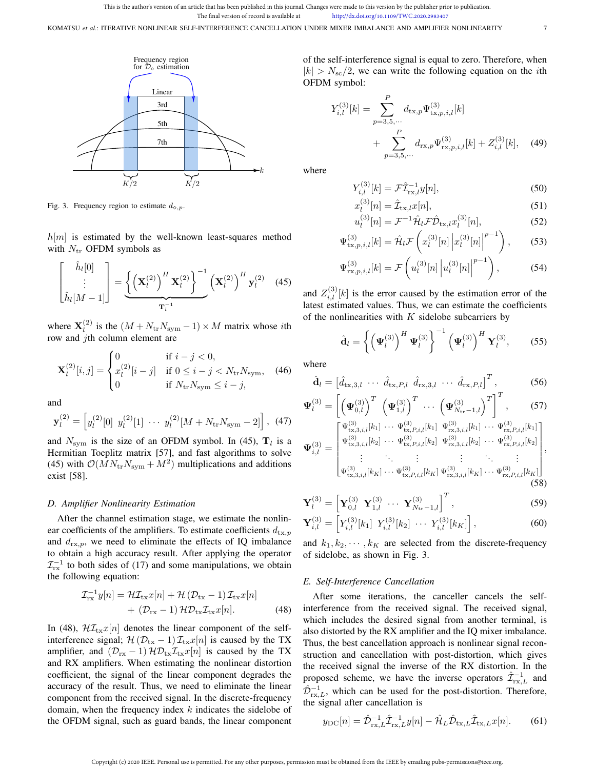Fig. 3. Frequency region to estimate $d_{\diamond,p}$.

$h[m]$ is estimated by the well-known least-squares method with $N_{\rm tr}$ OFDM symbols as

$$\begin{bmatrix} \hat{h}_l[0] \\ \vdots \\ \hat{h}_l[M-1] \end{bmatrix} = \underbrace{\left\{ \left(\mathbf{X}_l^{(2)}\right)^H \mathbf{X}_l^{(2)} \right\}^{-1}}_{\mathbf{T}_l^{-1}} \left(\mathbf{X}_l^{(2)}\right)^H \mathbf{y}_l^{(2)} \quad (45)$$

where $\mathbf{X}_l^{(2)}$ is the $(M + N_{\rm tr} N_{\rm sym} - 1) \times M$ matrix whose $i$th row and $j$th column element are

$$\mathbf{X}_l^{(2)}[i,j] = \begin{cases} 0 & \text{if } i - j < 0, \\ x_l^{(2)}[i-j] & \text{if } 0 \leq i - j < N_{\rm tr} N_{\rm sym}, \\ 0 & \text{if } N_{\rm tr} N_{\rm sym} \leq i - j, \end{cases} \quad (46)$$

and

$$\mathbf{y}_l^{(2)} = \left[ y_l^{(2)}[0] \;\; y_l^{(2)}[1] \;\cdots\; y_l^{(2)}[M + N_{\rm tr} N_{\rm sym} - 2] \right], \quad (47)$$

and $N_{\rm sym}$ is the size of an OFDM symbol. In (45), $\mathbf{T}_l$ is a Hermitian Toeplitz matrix [57], and fast algorithms to solve (45) with $\mathcal{O}(M N_{\rm tr} N_{\rm sym} + M^2)$ multiplications and additions exist [58].

### D. Amplifier Nonlinearity Estimation

After the channel estimation stage, we estimate the nonlinear coefficients of the amplifiers. To estimate coefficients $d_{{\rm tx},p}$ and $d_{{\rm rx},p}$, we need to eliminate the effects of IQ imbalance to obtain a high accuracy result. After applying the operator $\mathcal{I}_{\rm rx}^{-1}$ to both sides of (17) and some manipulations, we obtain the following equation:

$$\begin{aligned} \mathcal{I}_{\rm rx}^{-1} y[n] = \mathcal{H} \mathcal{I}_{\rm tx} x[n] + \mathcal{H} \left(\mathcal{D}_{\rm tx} - 1\right) \mathcal{I}_{\rm tx} x[n] \\ + \left(\mathcal{D}_{\rm rx} - 1\right) \mathcal{H} \mathcal{D}_{\rm tx} \mathcal{I}_{\rm tx} x[n]. \end{aligned} \quad (48)$$

In (48), $\mathcal{H} \mathcal{I}_{\rm tx} x[n]$ denotes the linear component of the self-interference signal; $\mathcal{H} \left(\mathcal{D}_{\rm tx} - 1\right) \mathcal{I}_{\rm tx} x[n]$ is caused by the TX amplifier, and $\left(\mathcal{D}_{\rm rx} - 1\right) \mathcal{H} \mathcal{D}_{\rm tx} \mathcal{I}_{\rm tx} x[n]$ is caused by the TX and RX amplifiers. When estimating the nonlinear distortion coefficient, the signal of the linear component degrades the accuracy of the result. Thus, we need to eliminate the linear component from the received signal. In the discrete-frequency domain, when the frequency index $k$ indicates the sidelobe of the OFDM signal, such as guard bands, the linear component of the self-interference signal is equal to zero. Therefore, when $|k| > N_{\rm sc}/2$, we can write the following equation on the $i$th OFDM symbol:

$$\begin{aligned} Y_{i,l}^{(3)}[k] = \sum_{p=3,5,\cdots}^{P} d_{{\rm tx},p} \Psi_{{\rm tx},p,i,l}^{(3)}[k] \\ + \sum_{p=3,5,\cdots}^{P} d_{{\rm rx},p} \Psi_{{\rm rx},p,i,l}^{(3)}[k] + Z_{i,l}^{(3)}[k], \end{aligned} \quad (49)$$

where

$$Y_{i,l}^{(3)}[k] = \mathcal{F} \hat{\mathcal{I}}_{{\rm rx},l}^{-1} y[n], \quad (50)$$

$$x_l^{(3)}[n] = \hat{\mathcal{I}}_{{\rm tx},l} x[n], \quad (51)$$

$$u_l^{(3)}[n] = \mathcal{F}^{-1} \hat{\mathcal{H}}_l \mathcal{F} \hat{\mathcal{D}}_{{\rm tx},l} x_l^{(3)}[n], \quad (52)$$

$$\Psi_{{\rm tx},p,i,l}^{(3)}[k] = \hat{\mathcal{H}}_l \mathcal{F} \left( x_l^{(3)}[n] \left| x_l^{(3)}[n] \right|^{p-1} \right), \quad (53)$$

$$\Psi_{{\rm rx},p,i,l}^{(3)}[k] = \mathcal{F} \left( u_l^{(3)}[n] \left| u_l^{(3)}[n] \right|^{p-1} \right), \quad (54)$$

and $Z_{i,l}^{(3)}[k]$ is the error caused by the estimation error of the latest estimated values. Thus, we can estimate the coefficients of the nonlinearities with $K$ sidelobe subcarriers by

$$\hat{\mathbf{d}}_l = \left\{ \left(\mathbf{\Psi}_l^{(3)}\right)^H \mathbf{\Psi}_l^{(3)} \right\}^{-1} \left(\mathbf{\Psi}_l^{(3)}\right)^H \mathbf{Y}_l^{(3)}, \quad (55)$$

where

$$\hat{\mathbf{d}}_l = \left[ \hat{d}_{{\rm tx},3,l} \;\cdots\; \hat{d}_{{\rm tx},P,l} \;\; \hat{d}_{{\rm rx},3,l} \;\cdots\; \hat{d}_{{\rm rx},P,l} \right]^T, \quad (56)$$

$$\mathbf{\Psi}_l^{(3)} = \left[ \left(\mathbf{\Psi}_{0,l}^{(3)}\right)^T \;\; \left(\mathbf{\Psi}_{1,l}^{(3)}\right)^T \;\cdots\; \left(\mathbf{\Psi}_{N_{\rm tr}-1,l}^{(3)}\right)^T \right]^T, \quad (57)$$

$$\mathbf{\Psi}_{i,l}^{(3)} = \begin{bmatrix} \Psi_{{\rm tx},3,i,l}^{(3)}[k_1] & \cdots & \Psi_{{\rm tx},P,i,l}^{(3)}[k_1] & \Psi_{{\rm rx},3,i,l}^{(3)}[k_1] & \cdots & \Psi_{{\rm rx},P,i,l}^{(3)}[k_1] \\ \Psi_{{\rm tx},3,i,l}^{(3)}[k_2] & \cdots & \Psi_{{\rm tx},P,i,l}^{(3)}[k_2] & \Psi_{{\rm rx},3,i,l}^{(3)}[k_2] & \cdots & \Psi_{{\rm rx},P,i,l}^{(3)}[k_2] \\ \vdots & \ddots & \vdots & \vdots & \ddots & \vdots \\ \Psi_{{\rm tx},3,i,l}^{(3)}[k_K] & \cdots & \Psi_{{\rm tx},P,i,l}^{(3)}[k_K] & \Psi_{{\rm rx},3,i,l}^{(3)}[k_K] & \cdots & \Psi_{{\rm rx},P,i,l}^{(3)}[k_K] \end{bmatrix}, \quad (58)$$

$$\mathbf{Y}_l^{(3)} = \left[ \mathbf{Y}_{0,l}^{(3)} \;\; \mathbf{Y}_{1,l}^{(3)} \;\cdots\; \mathbf{Y}_{N_{\rm tr}-1,l}^{(3)} \right]^T, \quad (59)$$

$$\mathbf{Y}_{i,l}^{(3)} = \left[ Y_{i,l}^{(3)}[k_1] \;\; Y_{i,l}^{(3)}[k_2] \;\cdots\; Y_{i,l}^{(3)}[k_K] \right], \quad (60)$$

and $k_1, k_2, \cdots, k_K$ are selected from the discrete-frequency of sidelobe, as shown in Fig. 3.

### E. Self-Interference Cancellation

After some iterations, the canceller cancels the self-interference from the received signal. The received signal, which includes the desired signal from another terminal, is also distorted by the RX amplifier and the IQ mixer imbalance. Thus, the best cancellation approach is nonlinear signal reconstruction and cancellation with post-distortion, which gives the received signal the inverse of the RX distortion. In the proposed scheme, we have the inverse operators $\hat{\mathcal{I}}_{{\rm rx},L}^{-1}$ and $\hat{\mathcal{D}}_{{\rm rx},L}^{-1}$, which can be used for the post-distortion. Therefore, the signal after cancellation is

$$y_{\rm DC}[n] = \hat{\mathcal{D}}_{{\rm rx},L}^{-1} \hat{\mathcal{I}}_{{\rm rx},L}^{-1} y[n] - \hat{\mathcal{H}}_L \hat{\mathcal{D}}_{{\rm tx},L} \hat{\mathcal{I}}_{{\rm tx},L} x[n]. \quad (61)$$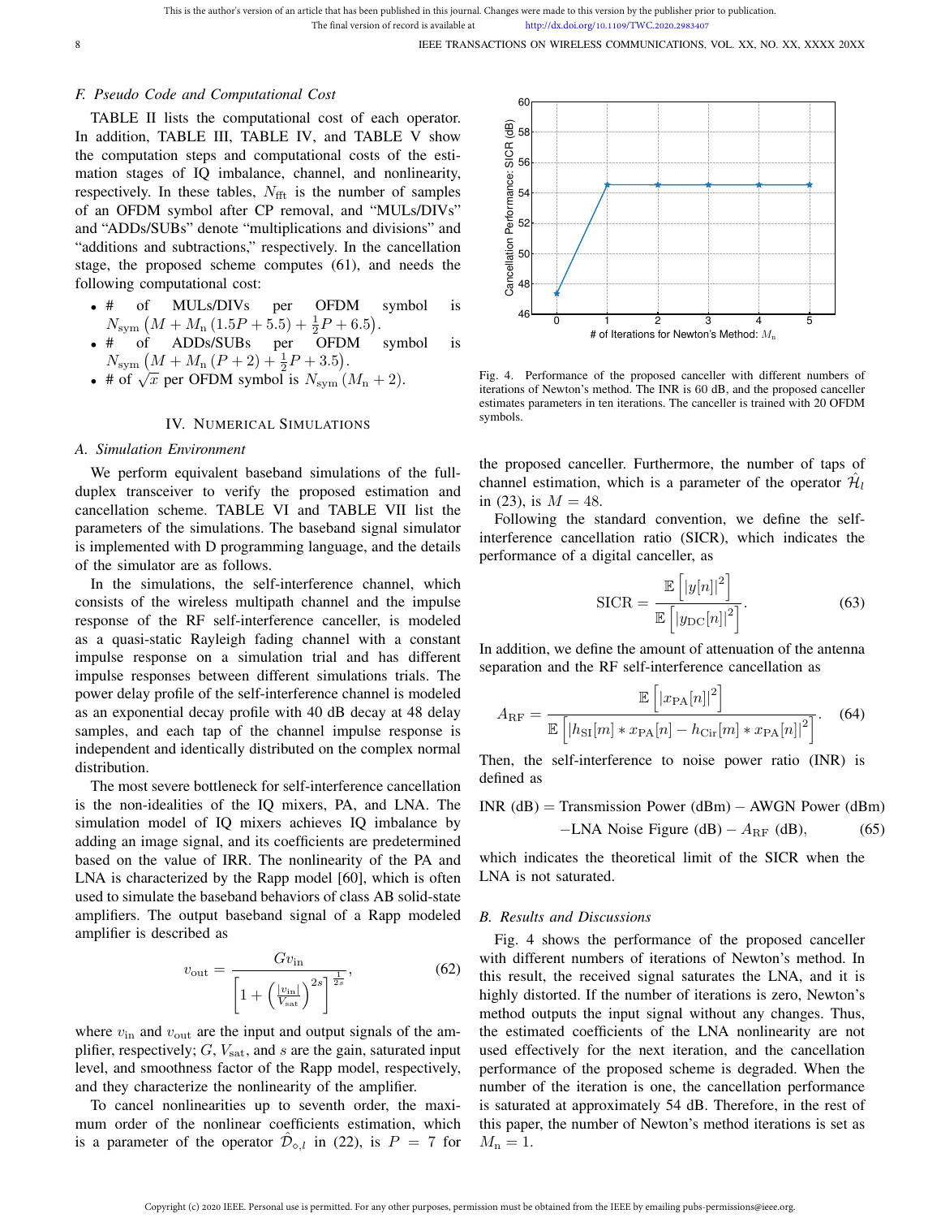### F. Pseudo Code and Computational Cost

TABLE II lists the computational cost of each operator. In addition, TABLE III, TABLE IV, and TABLE V show the computation steps and computational costs of the estimation stages of IQ imbalance, channel, and nonlinearity, respectively. In these tables, $N_{\text{fft}}$ is the number of samples of an OFDM symbol after CP removal, and "MULs/DIVs" and "ADDs/SUBs" denote "multiplications and divisions" and "additions and subtractions," respectively. In the cancellation stage, the proposed scheme computes (61), and needs the following computational cost:

- # of MULs/DIVs per OFDM symbol is $N_{\text{sym}}\left(M + M_{\text{n}}\left(1.5P + 5.5\right) + \frac{1}{2}P + 6.5\right)$.
- # of ADDs/SUBs per OFDM symbol is $N_{\text{sym}}\left(M + M_{\text{n}}\left(P + 2\right) + \frac{1}{2}P + 3.5\right)$.
- # of $\sqrt{x}$ per OFDM symbol is $N_{\text{sym}}\left(M_{\text{n}} + 2\right)$.

## IV. Numerical Simulations

### A. Simulation Environment

We perform equivalent baseband simulations of the full-duplex transceiver to verify the proposed estimation and cancellation scheme. TABLE VI and TABLE VII list the parameters of the simulations. The baseband signal simulator is implemented with D programming language, and the details of the simulator are as follows.

In the simulations, the self-interference channel, which consists of the wireless multipath channel and the impulse response of the RF self-interference canceller, is modeled as a quasi-static Rayleigh fading channel with a constant impulse response on a simulation trial and has different impulse responses between different simulations trials. The power delay profile of the self-interference channel is modeled as an exponential decay profile with 40 dB decay at 48 delay samples, and each tap of the channel impulse response is independent and identically distributed on the complex normal distribution.

The most severe bottleneck for self-interference cancellation is the non-idealities of the IQ mixers, PA, and LNA. The simulation model of IQ mixers achieves IQ imbalance by adding an image signal, and its coefficients are predetermined based on the value of IRR. The nonlinearity of the PA and LNA is characterized by the Rapp model [60], which is often used to simulate the baseband behaviors of class AB solid-state amplifiers. The output baseband signal of a Rapp modeled amplifier is described as

$$v_{\text{out}} = \frac{G v_{\text{in}}}{\left[1 + \left(\frac{|v_{\text{in}}|}{V_{\text{sat}}}\right)^{2s}\right]^{\frac{1}{2s}}}, \tag{62}$$

where $v_{\text{in}}$ and $v_{\text{out}}$ are the input and output signals of the amplifier, respectively; $G$, $V_{\text{sat}}$, and $s$ are the gain, saturated input level, and smoothness factor of the Rapp model, respectively, and they characterize the nonlinearity of the amplifier.

To cancel nonlinearities up to seventh order, the maximum order of the nonlinear coefficients estimation, which is a parameter of the operator $\hat{\mathcal{D}}_{\diamond,l}$ in (22), is $P = 7$ for the proposed canceller. Furthermore, the number of taps of channel estimation, which is a parameter of the operator $\hat{\mathcal{H}}_l$ in (23), is $M = 48$.

Following the standard convention, we define the self-interference cancellation ratio (SICR), which indicates the performance of a digital canceller, as

$$\text{SICR} = \frac{\mathbb{E}\left[|y[n]|^2\right]}{\mathbb{E}\left[|y_{\text{DC}}[n]|^2\right]}. \tag{63}$$

In addition, we define the amount of attenuation of the antenna separation and the RF self-interference cancellation as

$$A_{\text{RF}} = \frac{\mathbb{E}\left[|x_{\text{PA}}[n]|^2\right]}{\mathbb{E}\left[|h_{\text{SI}}[m] * x_{\text{PA}}[n] - h_{\text{Cir}}[m] * x_{\text{PA}}[n]|^2\right]}. \tag{64}$$

Then, the self-interference to noise power ratio (INR) is defined as

$$\begin{aligned}\text{INR (dB)} = {} & \text{Transmission Power (dBm)} - \text{AWGN Power (dBm)} \\ & - \text{LNA Noise Figure (dB)} - A_{\text{RF}}\ \text{(dB)},\end{aligned} \tag{65}$$

which indicates the theoretical limit of the SICR when the LNA is not saturated.

Fig. 4. Performance of the proposed canceller with different numbers of iterations of Newton's method. The INR is 60 dB, and the proposed canceller estimates parameters in ten iterations. The canceller is trained with 20 OFDM symbols.

### B. Results and Discussions

Fig. 4 shows the performance of the proposed canceller with different numbers of iterations of Newton's method. In this result, the received signal saturates the LNA, and it is highly distorted. If the number of iterations is zero, Newton's method outputs the input signal without any changes. Thus, the estimated coefficients of the LNA nonlinearity are not used effectively for the next iteration, and the cancellation performance of the proposed scheme is degraded. When the number of the iteration is one, the cancellation performance is saturated at approximately 54 dB. Therefore, in the rest of this paper, the number of Newton's method iterations is set as $M_{\text{n}} = 1$.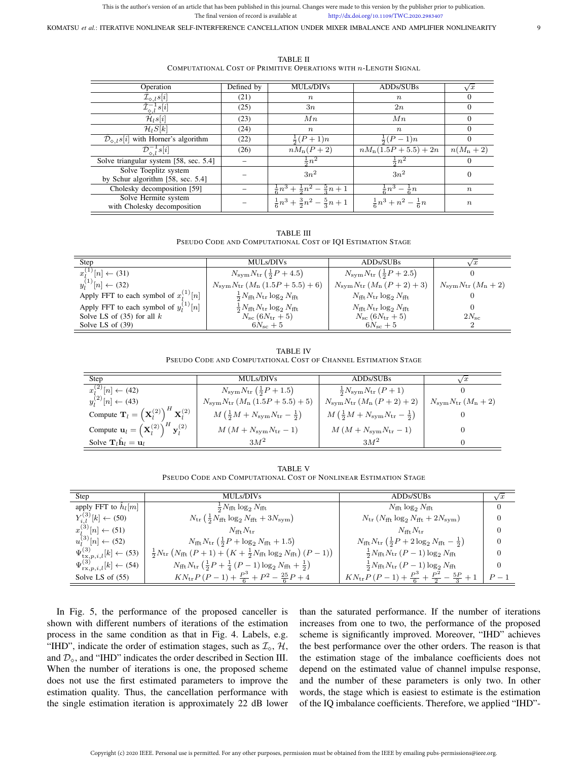TABLE II
COMPUTATIONAL COST OF PRIMITIVE OPERATIONS WITH $n$-LENGTH SIGNAL

| Operation | Defined by | MULs/DIVs | ADDs/SUBs | $\sqrt{x}$ |
|---|---|---|---|---|
| $\mathcal{I}_{\diamond,l}s[i]$ | (21) | $n$ | $n$ | 0 |
| $\mathcal{I}_{\diamond,l}^{-1}s[i]$ | (25) | $3n$ | $2n$ | 0 |
| $\mathcal{H}_l s[i]$ | (23) | $Mn$ | $Mn$ | 0 |
| $\mathcal{H}_l S[k]$ | (24) | $n$ | $n$ | 0 |
| $\mathcal{D}_{\diamond,l}s[i]$ with Horner's algorithm | (22) | $\frac{1}{2}(P+1)n$ | $\frac{1}{2}(P-1)n$ | 0 |
| $\mathcal{D}_{\diamond,l}^{-1}s[i]$ | (26) | $nM_{\mathrm{n}}(P+2)$ | $nM_{\mathrm{n}}(1.5P+5.5)+2n$ | $n(M_{\mathrm{n}}+2)$ |
| Solve triangular system [58, sec. 5.4] | – | $\frac{1}{2}n^2$ | $\frac{1}{2}n^2$ | 0 |
| Solve Toeplitz system by Schur algorithm [58, sec. 5.4] | – | $3n^2$ | $3n^2$ | 0 |
| Cholesky decomposition [59] | – | $\frac{1}{6}n^3+\frac{1}{2}n^2-\frac{5}{3}n+1$ | $\frac{1}{6}n^3-\frac{1}{6}n$ | $n$ |
| Solve Hermite system with Cholesky decomposition | – | $\frac{1}{6}n^3+\frac{3}{2}n^2-\frac{5}{3}n+1$ | $\frac{1}{6}n^3+n^2-\frac{1}{6}n$ | $n$ |

TABLE III
PSEUDO CODE AND COMPUTATIONAL COST OF IQI ESTIMATION STAGE

| Step | MULs/DIVs | ADDs/SUBs | $\sqrt{x}$ |
|---|---|---|---|
| $x_l^{(1)}[n] \leftarrow$ (31) | $N_{\mathrm{sym}}N_{\mathrm{tr}}\left(\frac{1}{2}P+4.5\right)$ | $N_{\mathrm{sym}}N_{\mathrm{tr}}\left(\frac{1}{2}P+2.5\right)$ | 0 |
| $y_l^{(1)}[n] \leftarrow$ (32) | $N_{\mathrm{sym}}N_{\mathrm{tr}}\left(M_{\mathrm{n}}\left(1.5P+5.5\right)+6\right)$ | $N_{\mathrm{sym}}N_{\mathrm{tr}}\left(M_{\mathrm{n}}\left(P+2\right)+3\right)$ | $N_{\mathrm{sym}}N_{\mathrm{tr}}\left(M_{\mathrm{n}}+2\right)$ |
| Apply FFT to each symbol of $x_l^{(1)}[n]$ | $\frac{1}{2}N_{\mathrm{fft}}N_{\mathrm{tr}}\log_2 N_{\mathrm{fft}}$ | $N_{\mathrm{fft}}N_{\mathrm{tr}}\log_2 N_{\mathrm{fft}}$ | 0 |
| Apply FFT to each symbol of $y_l^{(1)}[n]$ | $\frac{1}{2}N_{\mathrm{fft}}N_{\mathrm{tr}}\log_2 N_{\mathrm{fft}}$ | $N_{\mathrm{fft}}N_{\mathrm{tr}}\log_2 N_{\mathrm{fft}}$ | 0 |
| Solve LS of (35) for all $k$ | $N_{\mathrm{sc}}\left(6N_{\mathrm{tr}}+5\right)$ | $N_{\mathrm{sc}}\left(6N_{\mathrm{tr}}+5\right)$ | $2N_{\mathrm{sc}}$ |
| Solve LS of (39) | $6N_{\mathrm{sc}}+5$ | $6N_{\mathrm{sc}}+5$ | 2 |

TABLE IV
PSEUDO CODE AND COMPUTATIONAL COST OF CHANNEL ESTIMATION STAGE

| Step | MULs/DIVs | ADDs/SUBs | $\sqrt{x}$ |
|---|---|---|---|
| $x_l^{(2)}[n] \leftarrow$ (42) | $N_{\mathrm{sym}}N_{\mathrm{tr}}\left(\frac{1}{2}P+1.5\right)$ | $\frac{1}{2}N_{\mathrm{sym}}N_{\mathrm{tr}}\left(P+1\right)$ | 0 |
| $y_l^{(2)}[n] \leftarrow$ (43) | $N_{\mathrm{sym}}N_{\mathrm{tr}}\left(M_{\mathrm{n}}\left(1.5P+5.5\right)+5\right)$ | $N_{\mathrm{sym}}N_{\mathrm{tr}}\left(M_{\mathrm{n}}\left(P+2\right)+2\right)$ | $N_{\mathrm{sym}}N_{\mathrm{tr}}\left(M_{\mathrm{n}}+2\right)$ |
| Compute $\mathbf{T}_l=\left(\mathbf{X}_l^{(2)}\right)^H\mathbf{X}_l^{(2)}$ | $M\left(\frac{1}{2}M+N_{\mathrm{sym}}N_{\mathrm{tr}}-\frac{1}{2}\right)$ | $M\left(\frac{1}{2}M+N_{\mathrm{sym}}N_{\mathrm{tr}}-\frac{1}{2}\right)$ | 0 |
| Compute $\mathbf{u}_l=\left(\mathbf{X}_l^{(2)}\right)^H\mathbf{y}_l^{(2)}$ | $M\left(M+N_{\mathrm{sym}}N_{\mathrm{tr}}-1\right)$ | $M\left(M+N_{\mathrm{sym}}N_{\mathrm{tr}}-1\right)$ | 0 |
| Solve $\mathbf{T}_l\hat{\mathbf{h}}_l=\mathbf{u}_l$ | $3M^2$ | $3M^2$ | 0 |

TABLE V
PSEUDO CODE AND COMPUTATIONAL COST OF NONLINEAR ESTIMATION STAGE

| Step | MULs/DIVs | ADDs/SUBs | $\sqrt{x}$ |
|---|---|---|---|
| apply FFT to $\hat{h}_l[m]$ | $\frac{1}{2}N_{\mathrm{fft}}\log_2 N_{\mathrm{fft}}$ | $N_{\mathrm{fft}}\log_2 N_{\mathrm{fft}}$ | 0 |
| $Y_{i,l}^{(3)}[k] \leftarrow$ (50) | $N_{\mathrm{tr}}\left(\frac{1}{2}N_{\mathrm{fft}}\log_2 N_{\mathrm{fft}}+3N_{\mathrm{sym}}\right)$ | $N_{\mathrm{tr}}\left(N_{\mathrm{fft}}\log_2 N_{\mathrm{fft}}+2N_{\mathrm{sym}}\right)$ | 0 |
| $x_l^{(3)}[n] \leftarrow$ (51) | $N_{\mathrm{fft}}N_{\mathrm{tr}}$ | $N_{\mathrm{fft}}N_{\mathrm{tr}}$ | 0 |
| $u_l^{(3)}[n] \leftarrow$ (52) | $N_{\mathrm{fft}}N_{\mathrm{tr}}\left(\frac{1}{2}P+\log_2 N_{\mathrm{fft}}+1.5\right)$ | $N_{\mathrm{fft}}N_{\mathrm{tr}}\left(\frac{1}{2}P+2\log_2 N_{\mathrm{fft}}-\frac{1}{2}\right)$ | 0 |
| $\Psi_{\mathrm{tx},p,i,l}^{(3)}[k] \leftarrow$ (53) | $\frac{1}{2}N_{\mathrm{tr}}\left(N_{\mathrm{fft}}\left(P+1\right)+\left(K+\frac{1}{2}N_{\mathrm{fft}}\log_2 N_{\mathrm{fft}}\right)\left(P-1\right)\right)$ | $\frac{1}{2}N_{\mathrm{fft}}N_{\mathrm{tr}}\left(P-1\right)\log_2 N_{\mathrm{fft}}$ | 0 |
| $\Psi_{\mathrm{rx},p,i,l}^{(3)}[k] \leftarrow$ (54) | $N_{\mathrm{fft}}N_{\mathrm{tr}}\left(\frac{1}{2}P+\frac{1}{4}\left(P-1\right)\log_2 N_{\mathrm{fft}}+\frac{1}{2}\right)$ | $\frac{1}{2}N_{\mathrm{fft}}N_{\mathrm{tr}}\left(P-1\right)\log_2 N_{\mathrm{fft}}$ | 0 |
| Solve LS of (55) | $KN_{\mathrm{tr}}P\left(P-1\right)+\frac{P^3}{6}+P^2-\frac{25}{6}P+4$ | $KN_{\mathrm{tr}}P\left(P-1\right)+\frac{P^3}{6}+\frac{P^2}{2}-\frac{5P}{3}+1$ | $P-1$ |

In Fig. 5, the performance of the proposed canceller is shown with different numbers of iterations of the estimation process in the same condition as that in Fig. 4. Labels, e.g. "IHD", indicate the order of estimation stages, such as $\mathcal{I}_\diamond$, $\mathcal{H}$, and $\mathcal{D}_\diamond$, and "IHD" indicates the order described in Section III. When the number of iterations is one, the proposed scheme does not use the first estimated parameters to improve the estimation quality. Thus, the cancellation performance with the single estimation iteration is approximately 22 dB lower than the saturated performance. If the number of iterations increases from one to two, the performance of the proposed scheme is significantly improved. Moreover, "IHD" achieves the best performance over the other orders. The reason is that the estimation stage of the imbalance coefficients does not depend on the estimated value of channel impulse response, and the number of these parameters is only two. In other words, the stage which is easiest to estimate is the estimation of the IQ imbalance coefficients. Therefore, we applied "IHD"-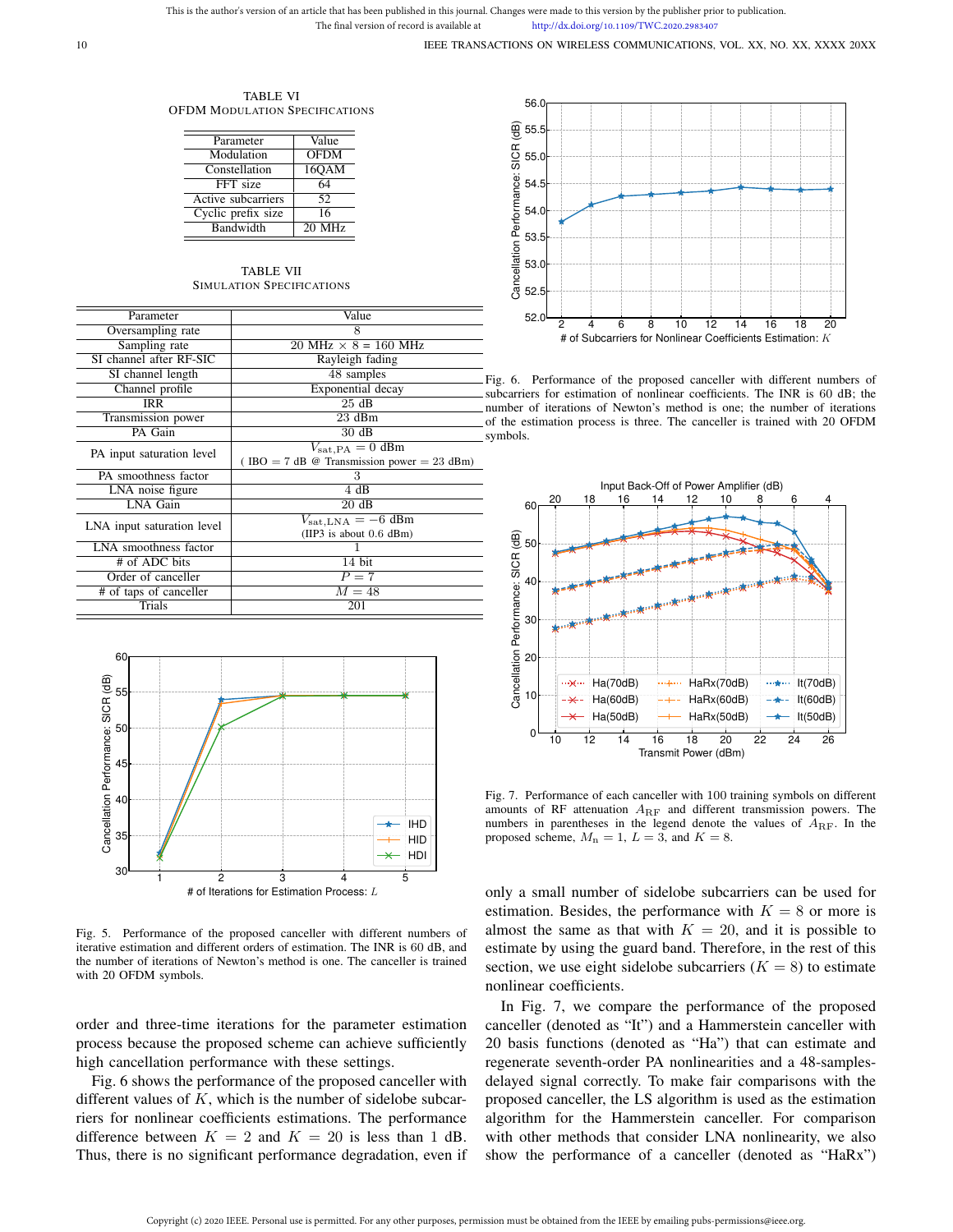TABLE VI
OFDM Modulation Specifications

| Parameter | Value |
|---|---|
| Modulation | OFDM |
| Constellation | 16QAM |
| FFT size | 64 |
| Active subcarriers | 52 |
| Cyclic prefix size | 16 |
| Bandwidth | 20 MHz |

TABLE VII
Simulation Specifications

| Parameter | Value |
|---|---|
| Oversampling rate | 8 |
| Sampling rate | 20 MHz × 8 = 160 MHz |
| SI channel after RF-SIC | Rayleigh fading |
| SI channel length | 48 samples |
| Channel profile | Exponential decay |
| IRR | 25 dB |
| Transmission power | 23 dBm |
| PA Gain | 30 dB |
| PA input saturation level | $V_{\mathrm{sat,PA}} = 0$ dBm ( IBO = 7 dB @ Transmission power = 23 dBm) |
| PA smoothness factor | 3 |
| LNA noise figure | 4 dB |
| LNA Gain | 20 dB |
| LNA input saturation level | $V_{\mathrm{sat,LNA}} = -6$ dBm (IIP3 is about 0.6 dBm) |
| LNA smoothness factor | 1 |
| # of ADC bits | 14 bit |
| Order of canceller | $P = 7$ |
| # of taps of canceller | $M = 48$ |
| Trials | 201 |

Fig. 5. Performance of the proposed canceller with different numbers of iterative estimation and different orders of estimation. The INR is 60 dB, and the number of iterations of Newton's method is one. The canceller is trained with 20 OFDM symbols.

order and three-time iterations for the parameter estimation process because the proposed scheme can achieve sufficiently high cancellation performance with these settings.

Fig. 6 shows the performance of the proposed canceller with different values of $K$, which is the number of sidelobe subcarriers for nonlinear coefficients estimations. The performance difference between $K = 2$ and $K = 20$ is less than 1 dB. Thus, there is no significant performance degradation, even if only a small number of sidelobe subcarriers can be used for estimation. Besides, the performance with $K = 8$ or more is almost the same as that with $K = 20$, and it is possible to estimate by using the guard band. Therefore, in the rest of this section, we use eight sidelobe subcarriers ($K = 8$) to estimate nonlinear coefficients.

Fig. 6. Performance of the proposed canceller with different numbers of subcarriers for estimation of nonlinear coefficients. The INR is 60 dB; the number of iterations of Newton's method is one; the number of iterations of the estimation process is three. The canceller is trained with 20 OFDM symbols.

Fig. 7. Performance of each canceller with 100 training symbols on different amounts of RF attenuation $A_{\mathrm{RF}}$ and different transmission powers. The numbers in parentheses in the legend denote the values of $A_{\mathrm{RF}}$. In the proposed scheme, $M_{\mathrm{n}} = 1$, $L = 3$, and $K = 8$.

In Fig. 7, we compare the performance of the proposed canceller (denoted as "It") and a Hammerstein canceller with 20 basis functions (denoted as "Ha") that can estimate and regenerate seventh-order PA nonlinearities and a 48-samples-delayed signal correctly. To make fair comparisons with the proposed canceller, the LS algorithm is used as the estimation algorithm for the Hammerstein canceller. For comparison with other methods that consider LNA nonlinearity, we also show the performance of a canceller (denoted as "HaRx")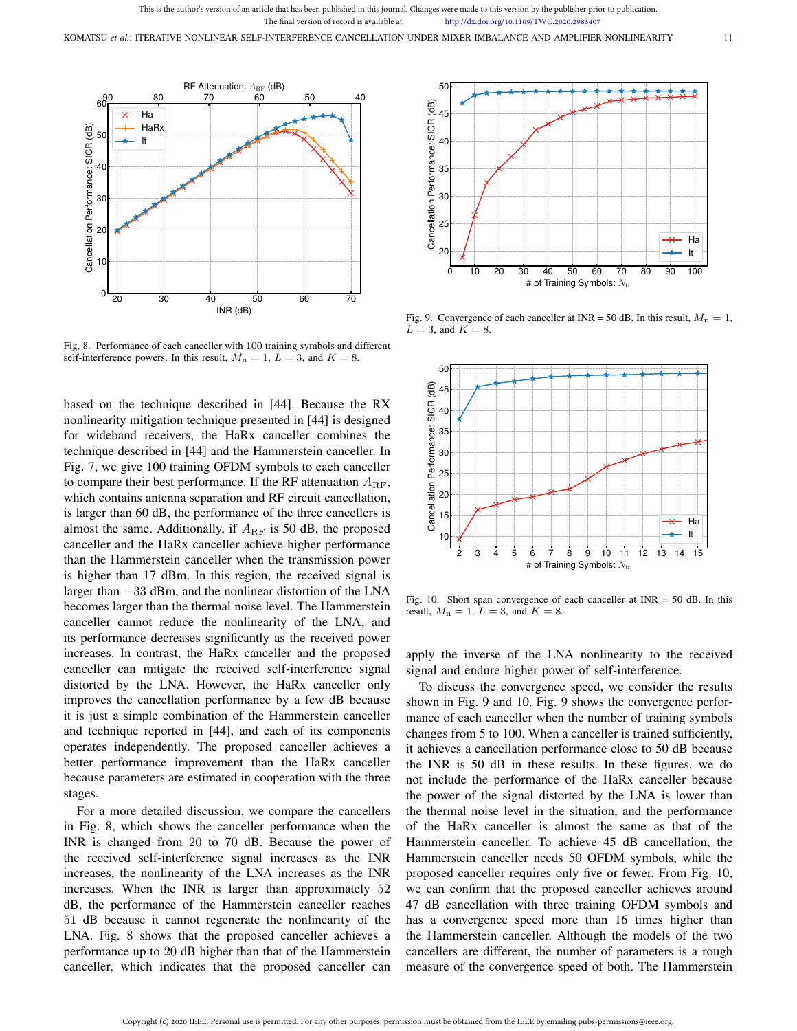Fig. 8. Performance of each canceller with 100 training symbols and different self-interference powers. In this result, $M_\mathrm{n} = 1$, $L = 3$, and $K = 8$.

Fig. 9. Convergence of each canceller at INR = 50 dB. In this result, $M_\mathrm{n} = 1$, $L = 3$, and $K = 8$.

Fig. 10. Short span convergence of each canceller at INR = 50 dB. In this result, $M_\mathrm{n} = 1$, $L = 3$, and $K = 8$.

based on the technique described in [44]. Because the RX nonlinearity mitigation technique presented in [44] is designed for wideband receivers, the HaRx canceller combines the technique described in [44] and the Hammerstein canceller. In Fig. 7, we give 100 training OFDM symbols to each canceller to compare their best performance. If the RF attenuation $A_\mathrm{RF}$, which contains antenna separation and RF circuit cancellation, is larger than 60 dB, the performance of the three cancellers is almost the same. Additionally, if $A_\mathrm{RF}$ is 50 dB, the proposed canceller and the HaRx canceller achieve higher performance than the Hammerstein canceller when the transmission power is higher than 17 dBm. In this region, the received signal is larger than $-33$ dBm, and the nonlinear distortion of the LNA becomes larger than the thermal noise level. The Hammerstein canceller cannot reduce the nonlinearity of the LNA, and its performance decreases significantly as the received power increases. In contrast, the HaRx canceller and the proposed canceller can mitigate the received self-interference signal distorted by the LNA. However, the HaRx canceller only improves the cancellation performance by a few dB because it is just a simple combination of the Hammerstein canceller and technique reported in [44], and each of its components operates independently. The proposed canceller achieves a better performance improvement than the HaRx canceller because parameters are estimated in cooperation with the three stages.

For a more detailed discussion, we compare the cancellers in Fig. 8, which shows the canceller performance when the INR is changed from 20 to 70 dB. Because the power of the received self-interference signal increases as the INR increases, the nonlinearity of the LNA increases as the INR increases. When the INR is larger than approximately 52 dB, the performance of the Hammerstein canceller reaches 51 dB because it cannot regenerate the nonlinearity of the LNA. Fig. 8 shows that the proposed canceller achieves a performance up to 20 dB higher than that of the Hammerstein canceller, which indicates that the proposed canceller can apply the inverse of the LNA nonlinearity to the received signal and endure higher power of self-interference.

To discuss the convergence speed, we consider the results shown in Fig. 9 and 10. Fig. 9 shows the convergence performance of each canceller when the number of training symbols changes from 5 to 100. When a canceller is trained sufficiently, it achieves a cancellation performance close to 50 dB because the INR is 50 dB in these results. In these figures, we do not include the performance of the HaRx canceller because the power of the signal distorted by the LNA is lower than the thermal noise level in the situation, and the performance of the HaRx canceller is almost the same as that of the Hammerstein canceller. To achieve 45 dB cancellation, the Hammerstein canceller needs 50 OFDM symbols, while the proposed canceller requires only five or fewer. From Fig. 10, we can confirm that the proposed canceller achieves around 47 dB cancellation with three training OFDM symbols and has a convergence speed more than 16 times higher than the Hammerstein canceller. Although the models of the two cancellers are different, the number of parameters is a rough measure of the convergence speed of both. The Hammerstein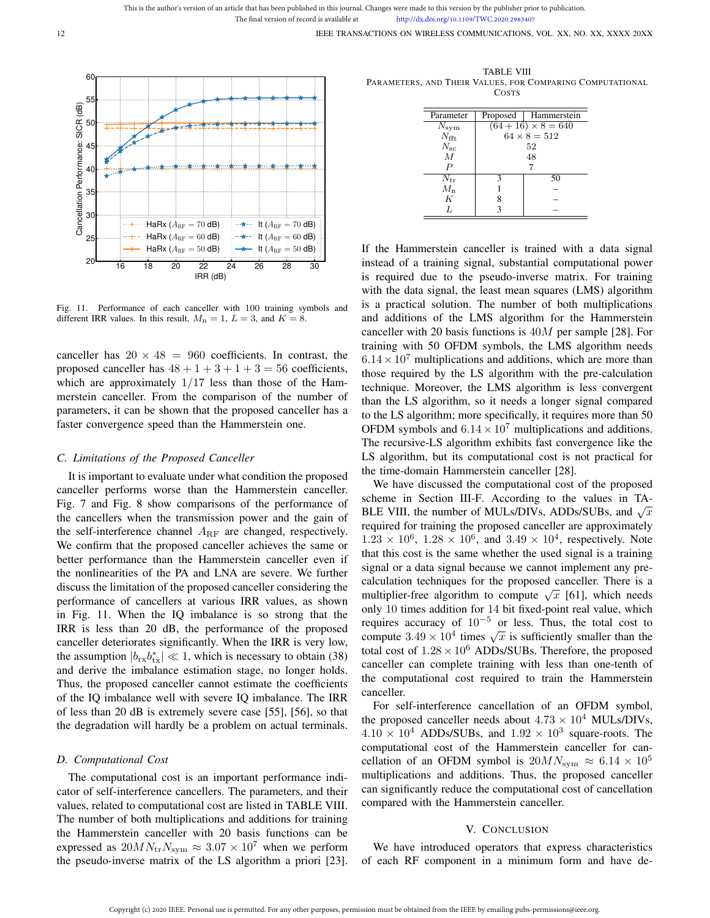Fig. 11. Performance of each canceller with 100 training symbols and different IRR values. In this result, $M_{\rm n}=1$, $L=3$, and $K=8$.

canceller has $20 \times 48 = 960$ coefficients. In contrast, the proposed canceller has $48+1+3+1+3 = 56$ coefficients, which are approximately $1/17$ less than those of the Hammerstein canceller. From the comparison of the number of parameters, it can be shown that the proposed canceller has a faster convergence speed than the Hammerstein one.

### C. Limitations of the Proposed Canceller

It is important to evaluate under what condition the proposed canceller performs worse than the Hammerstein canceller. Fig. 7 and Fig. 8 show comparisons of the performance of the cancellers when the transmission power and the gain of the self-interference channel $A_{\rm RF}$ are changed, respectively. We confirm that the proposed canceller achieves the same or better performance than the Hammerstein canceller even if the nonlinearities of the PA and LNA are severe. We further discuss the limitation of the proposed canceller considering the performance of cancellers at various IRR values, as shown in Fig. 11. When the IQ imbalance is so strong that the IRR is less than 20 dB, the performance of the proposed canceller deteriorates significantly. When the IRR is very low, the assumption $|b_{\rm rx}b_{\rm tx}^*| \ll 1$, which is necessary to obtain (38) and derive the imbalance estimation stage, no longer holds. Thus, the proposed canceller cannot estimate the coefficients of the IQ imbalance well with severe IQ imbalance. The IRR of less than 20 dB is extremely severe case [55], [56], so that the degradation will hardly be a problem on actual terminals.

### D. Computational Cost

The computational cost is an important performance indicator of self-interference cancellers. The parameters, and their values, related to computational cost are listed in TABLE VIII. The number of both multiplications and additions for training the Hammerstein canceller with 20 basis functions can be expressed as $20MN_{\rm tr}N_{\rm sym} \approx 3.07 \times 10^7$ when we perform the pseudo-inverse matrix of the LS algorithm a priori [23].

TABLE VIII
PARAMETERS, AND THEIR VALUES, FOR COMPARING COMPUTATIONAL COSTS

| Parameter | Proposed | Hammerstein |
|---|---|---|
| $N_{\rm sym}$ | $(64+16) \times 8 = 640$ | |
| $N_{\rm fft}$ | $64 \times 8 = 512$ | |
| $N_{\rm sc}$ | 52 | |
| $M$ | 48 | |
| $P$ | 7 | |
| $N_{\rm tr}$ | 3 | 50 |
| $M_{\rm n}$ | 1 | – |
| $K$ | 8 | – |
| $L$ | 3 | – |

If the Hammerstein canceller is trained with a data signal instead of a training signal, substantial computational power is required due to the pseudo-inverse matrix. For training with the data signal, the least mean squares (LMS) algorithm is a practical solution. The number of both multiplications and additions of the LMS algorithm for the Hammerstein canceller with 20 basis functions is $40M$ per sample [28]. For training with 50 OFDM symbols, the LMS algorithm needs $6.14 \times 10^7$ multiplications and additions, which are more than those required by the LS algorithm with the pre-calculation technique. Moreover, the LMS algorithm is less convergent than the LS algorithm, so it needs a longer signal compared to the LS algorithm; more specifically, it requires more than 50 OFDM symbols and $6.14 \times 10^7$ multiplications and additions. The recursive-LS algorithm exhibits fast convergence like the LS algorithm, but its computational cost is not practical for the time-domain Hammerstein canceller [28].

We have discussed the computational cost of the proposed scheme in Section III-F. According to the values in TABLE VIII, the number of MULs/DIVs, ADDs/SUBs, and $\sqrt{x}$ required for training the proposed canceller are approximately $1.23 \times 10^6$, $1.28 \times 10^6$, and $3.49 \times 10^4$, respectively. Note that this cost is the same whether the used signal is a training signal or a data signal because we cannot implement any pre-calculation techniques for the proposed canceller. There is a multiplier-free algorithm to compute $\sqrt{x}$ [61], which needs only 10 times addition for 14 bit fixed-point real value, which requires accuracy of $10^{-5}$ or less. Thus, the total cost to compute $3.49 \times 10^4$ times $\sqrt{x}$ is sufficiently smaller than the total cost of $1.28 \times 10^6$ ADDs/SUBs. Therefore, the proposed canceller can complete training with less than one-tenth of the computational cost required to train the Hammerstein canceller.

For self-interference cancellation of an OFDM symbol, the proposed canceller needs about $4.73 \times 10^4$ MULs/DIVs, $4.10 \times 10^4$ ADDs/SUBs, and $1.92 \times 10^3$ square-roots. The computational cost of the Hammerstein canceller for cancellation of an OFDM symbol is $20MN_{\rm sym} \approx 6.14 \times 10^5$ multiplications and additions. Thus, the proposed canceller can significantly reduce the computational cost of cancellation compared with the Hammerstein canceller.

## V. Conclusion

We have introduced operators that express characteristics of each RF component in a minimum form and have de-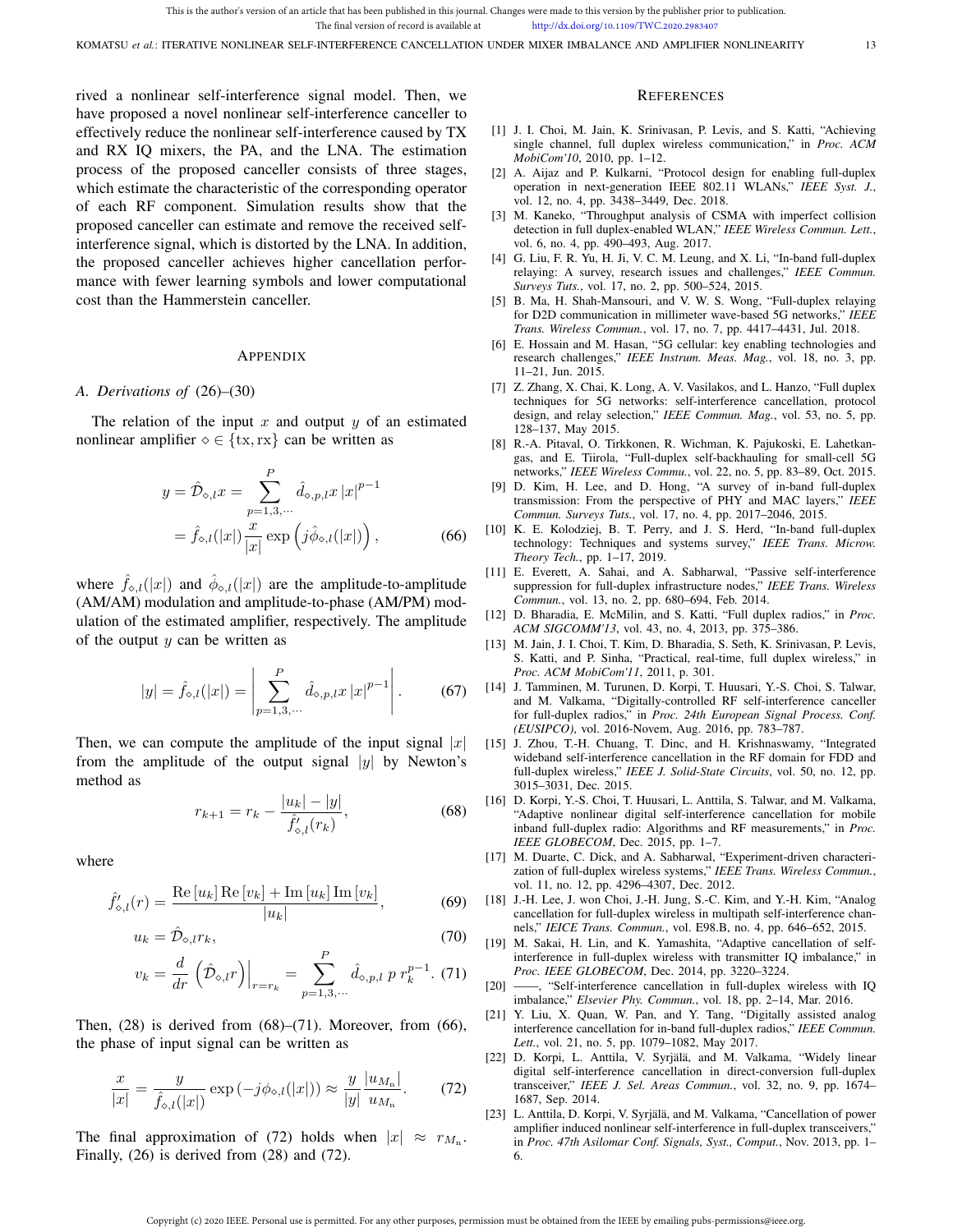rived a nonlinear self-interference signal model. Then, we have proposed a novel nonlinear self-interference canceller to effectively reduce the nonlinear self-interference caused by TX and RX IQ mixers, the PA, and the LNA. The estimation process of the proposed canceller consists of three stages, which estimate the characteristic of the corresponding operator of each RF component. Simulation results show that the proposed canceller can estimate and remove the received self-interference signal, which is distorted by the LNA. In addition, the proposed canceller achieves higher cancellation performance with fewer learning symbols and lower computational cost than the Hammerstein canceller.

## Appendix

### A. Derivations of (26)–(30)

The relation of the input $x$ and output $y$ of an estimated nonlinear amplifier $\diamond \in \{\mathrm{tx}, \mathrm{rx}\}$ can be written as

$$y = \hat{\mathcal{D}}_{\diamond,l} x = \sum_{p=1,3,\cdots}^{P} \hat{d}_{\diamond,p,l} x \, |x|^{p-1} = \hat{f}_{\diamond,l}(|x|) \frac{x}{|x|} \exp\left(j\hat{\phi}_{\diamond,l}(|x|)\right), \tag{66}$$

where $\hat{f}_{\diamond,l}(|x|)$ and $\hat{\phi}_{\diamond,l}(|x|)$ are the amplitude-to-amplitude (AM/AM) modulation and amplitude-to-phase (AM/PM) modulation of the estimated amplifier, respectively. The amplitude of the output $y$ can be written as

$$|y| = \hat{f}_{\diamond,l}(|x|) = \left| \sum_{p=1,3,\cdots}^{P} \hat{d}_{\diamond,p,l} x \, |x|^{p-1} \right|. \tag{67}$$

Then, we can compute the amplitude of the input signal $|x|$ from the amplitude of the output signal $|y|$ by Newton's method as

$$r_{k+1} = r_k - \frac{|u_k| - |y|}{\hat{f}'_{\diamond,l}(r_k)}, \tag{68}$$

where

$$\hat{f}'_{\diamond,l}(r) = \frac{\mathrm{Re}\,[u_k]\,\mathrm{Re}\,[v_k] + \mathrm{Im}\,[u_k]\,\mathrm{Im}\,[v_k]}{|u_k|}, \tag{69}$$

$$u_k = \hat{\mathcal{D}}_{\diamond,l} r_k, \tag{70}$$

$$v_k = \frac{d}{dr}\left(\hat{\mathcal{D}}_{\diamond,l} r\right)\Big|_{r=r_k} = \sum_{p=1,3,\cdots}^{P} \hat{d}_{\diamond,p,l} \; p \; r_k^{p-1}. \tag{71}$$

Then, (28) is derived from (68)–(71). Moreover, from (66), the phase of input signal can be written as

$$\frac{x}{|x|} = \frac{y}{\hat{f}_{\diamond,l}(|x|)} \exp\left(-j\phi_{\diamond,l}(|x|)\right) \approx \frac{y}{|y|} \frac{|u_{M_\mathrm{n}}|}{u_{M_\mathrm{n}}}. \tag{72}$$

The final approximation of (72) holds when $|x| \approx r_{M_\mathrm{n}}$. Finally, (26) is derived from (28) and (72).

## References

[1] J. I. Choi, M. Jain, K. Srinivasan, P. Levis, and S. Katti, "Achieving single channel, full duplex wireless communication," in *Proc. ACM MobiCom'10*, 2010, pp. 1–12.

[2] A. Aijaz and P. Kulkarni, "Protocol design for enabling full-duplex operation in next-generation IEEE 802.11 WLANs," *IEEE Syst. J.*, vol. 12, no. 4, pp. 3438–3449, Dec. 2018.

[3] M. Kaneko, "Throughput analysis of CSMA with imperfect collision detection in full duplex-enabled WLAN," *IEEE Wireless Commun. Lett.*, vol. 6, no. 4, pp. 490–493, Aug. 2017.

[4] G. Liu, F. R. Yu, H. Ji, V. C. M. Leung, and X. Li, "In-band full-duplex relaying: A survey, research issues and challenges," *IEEE Commun. Surveys Tuts.*, vol. 17, no. 2, pp. 500–524, 2015.

[5] B. Ma, H. Shah-Mansouri, and V. W. S. Wong, "Full-duplex relaying for D2D communication in millimeter wave-based 5G networks," *IEEE Trans. Wireless Commun.*, vol. 17, no. 7, pp. 4417–4431, Jul. 2018.

[6] E. Hossain and M. Hasan, "5G cellular: key enabling technologies and research challenges," *IEEE Instrum. Meas. Mag.*, vol. 18, no. 3, pp. 11–21, Jun. 2015.

[7] Z. Zhang, X. Chai, K. Long, A. V. Vasilakos, and L. Hanzo, "Full duplex techniques for 5G networks: self-interference cancellation, protocol design, and relay selection," *IEEE Commun. Mag.*, vol. 53, no. 5, pp. 128–137, May 2015.

[8] R.-A. Pitaval, O. Tirkkonen, R. Wichman, K. Pajukoski, E. Lahetkangas, and E. Tiirola, "Full-duplex self-backhauling for small-cell 5G networks," *IEEE Wireless Commu.*, vol. 22, no. 5, pp. 83–89, Oct. 2015.

[9] D. Kim, H. Lee, and D. Hong, "A survey of in-band full-duplex transmission: From the perspective of PHY and MAC layers," *IEEE Commun. Surveys Tuts.*, vol. 17, no. 4, pp. 2017–2046, 2015.

[10] K. E. Kolodziej, B. T. Perry, and J. S. Herd, "In-band full-duplex technology: Techniques and systems survey," *IEEE Trans. Microw. Theory Tech.*, pp. 1–17, 2019.

[11] E. Everett, A. Sahai, and A. Sabharwal, "Passive self-interference suppression for full-duplex infrastructure nodes," *IEEE Trans. Wireless Commun.*, vol. 13, no. 2, pp. 680–694, Feb. 2014.

[12] D. Bharadia, E. McMilin, and S. Katti, "Full duplex radios," in *Proc. ACM SIGCOMM'13*, vol. 43, no. 4, 2013, pp. 375–386.

[13] M. Jain, J. I. Choi, T. Kim, D. Bharadia, S. Seth, K. Srinivasan, P. Levis, S. Katti, and P. Sinha, "Practical, real-time, full duplex wireless," in *Proc. ACM MobiCom'11*, 2011, p. 301.

[14] J. Tamminen, M. Turunen, D. Korpi, T. Huusari, Y.-S. Choi, S. Talwar, and M. Valkama, "Digitally-controlled RF self-interference canceller for full-duplex radios," in *Proc. 24th European Signal Process. Conf. (EUSIPCO)*, vol. 2016-Novem, Aug. 2016, pp. 783–787.

[15] J. Zhou, T.-H. Chuang, T. Dinc, and H. Krishnaswamy, "Integrated wideband self-interference cancellation in the RF domain for FDD and full-duplex wireless," *IEEE J. Solid-State Circuits*, vol. 50, no. 12, pp. 3015–3031, Dec. 2015.

[16] D. Korpi, Y.-S. Choi, T. Huusari, L. Anttila, S. Talwar, and M. Valkama, "Adaptive nonlinear digital self-interference cancellation for mobile inband full-duplex radio: Algorithms and RF measurements," in *Proc. IEEE GLOBECOM*, Dec. 2015, pp. 1–7.

[17] M. Duarte, C. Dick, and A. Sabharwal, "Experiment-driven characterization of full-duplex wireless systems," *IEEE Trans. Wireless Commun.*, vol. 11, no. 12, pp. 4296–4307, Dec. 2012.

[18] J.-H. Lee, J. won Choi, J.-H. Jung, S.-C. Kim, and Y.-H. Kim, "Analog cancellation for full-duplex wireless in multipath self-interference channels," *IEICE Trans. Commun.*, vol. E98.B, no. 4, pp. 646–652, 2015.

[19] M. Sakai, H. Lin, and K. Yamashita, "Adaptive cancellation of self-interference in full-duplex wireless with transmitter IQ imbalance," in *Proc. IEEE GLOBECOM*, Dec. 2014, pp. 3220–3224.

[20] ——, "Self-interference cancellation in full-duplex wireless with IQ imbalance," *Elsevier Phy. Commun.*, vol. 18, pp. 2–14, Mar. 2016.

[21] Y. Liu, X. Quan, W. Pan, and Y. Tang, "Digitally assisted analog interference cancellation for in-band full-duplex radios," *IEEE Commun. Lett.*, vol. 21, no. 5, pp. 1079–1082, May 2017.

[22] D. Korpi, L. Anttila, V. Syrjälä, and M. Valkama, "Widely linear digital self-interference cancellation in direct-conversion full-duplex transceiver," *IEEE J. Sel. Areas Commun.*, vol. 32, no. 9, pp. 1674–1687, Sep. 2014.

[23] L. Anttila, D. Korpi, V. Syrjälä, and M. Valkama, "Cancellation of power amplifier induced nonlinear self-interference in full-duplex transceivers," in *Proc. 47th Asilomar Conf. Signals, Syst., Comput.*, Nov. 2013, pp. 1–6.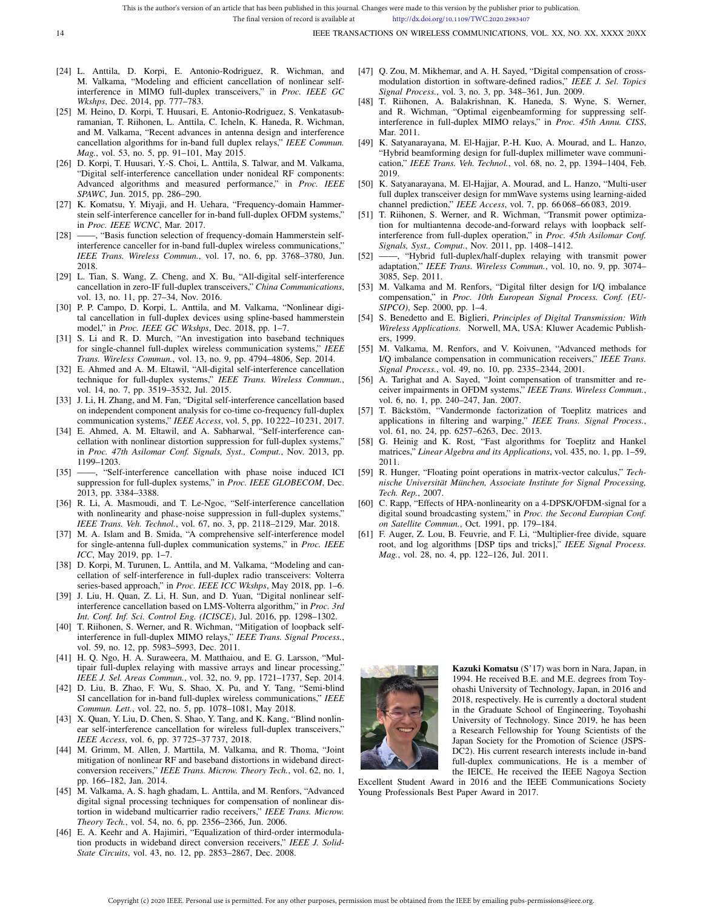[24] L. Anttila, D. Korpi, E. Antonio-Rodriguez, R. Wichman, and M. Valkama, "Modeling and efficient cancellation of nonlinear self-interference in MIMO full-duplex transceivers," in *Proc. IEEE GC Wkshps*, Dec. 2014, pp. 777–783.

[25] M. Heino, D. Korpi, T. Huusari, E. Antonio-Rodriguez, S. Venkatasubramanian, T. Riihonen, L. Anttila, C. Icheln, K. Haneda, R. Wichman, and M. Valkama, "Recent advances in antenna design and interference cancellation algorithms for in-band full duplex relays," *IEEE Commun. Mag.*, vol. 53, no. 5, pp. 91–101, May 2015.

[26] D. Korpi, T. Huusari, Y.-S. Choi, L. Anttila, S. Talwar, and M. Valkama, "Digital self-interference cancellation under nonideal RF components: Advanced algorithms and measured performance," in *Proc. IEEE SPAWC*, Jun. 2015, pp. 286–290.

[27] K. Komatsu, Y. Miyaji, and H. Uehara, "Frequency-domain Hammerstein self-interference canceller for in-band full-duplex OFDM systems," in *Proc. IEEE WCNC*, Mar. 2017.

[28] ——, "Basis function selection of frequency-domain Hammerstein self-interference canceller for in-band full-duplex wireless communications," *IEEE Trans. Wireless Commun.*, vol. 17, no. 6, pp. 3768–3780, Jun. 2018.

[29] L. Tian, S. Wang, Z. Cheng, and X. Bu, "All-digital self-interference cancellation in zero-IF full-duplex transceivers," *China Communications*, vol. 13, no. 11, pp. 27–34, Nov. 2016.

[30] P. P. Campo, D. Korpi, L. Anttila, and M. Valkama, "Nonlinear digital cancellation in full-duplex devices using spline-based hammerstein model," in *Proc. IEEE GC Wkshps*, Dec. 2018, pp. 1–7.

[31] S. Li and R. D. Murch, "An investigation into baseband techniques for single-channel full-duplex wireless communication systems," *IEEE Trans. Wireless Commun.*, vol. 13, no. 9, pp. 4794–4806, Sep. 2014.

[32] E. Ahmed and A. M. Eltawil, "All-digital self-interference cancellation technique for full-duplex systems," *IEEE Trans. Wireless Commun.*, vol. 14, no. 7, pp. 3519–3532, Jul. 2015.

[33] J. Li, H. Zhang, and M. Fan, "Digital self-interference cancellation based on independent component analysis for co-time co-frequency full-duplex communication systems," *IEEE Access*, vol. 5, pp. 10 222–10 231, 2017.

[34] E. Ahmed, A. M. Eltawil, and A. Sabharwal, "Self-interference cancellation with nonlinear distortion suppression for full-duplex systems," in *Proc. 47th Asilomar Conf. Signals, Syst., Comput.*, Nov. 2013, pp. 1199–1203.

[35] ——, "Self-interference cancellation with phase noise induced ICI suppression for full-duplex systems," in *Proc. IEEE GLOBECOM*, Dec. 2013, pp. 3384–3388.

[36] R. Li, A. Masmoudi, and T. Le-Ngoc, "Self-interference cancellation with nonlinearity and phase-noise suppression in full-duplex systems," *IEEE Trans. Veh. Technol.*, vol. 67, no. 3, pp. 2118–2129, Mar. 2018.

[37] M. A. Islam and B. Smida, "A comprehensive self-interference model for single-antenna full-duplex communication systems," in *Proc. IEEE ICC*, May 2019, pp. 1–7.

[38] D. Korpi, M. Turunen, L. Anttila, and M. Valkama, "Modeling and cancellation of self-interference in full-duplex radio transceivers: Volterra series-based approach," in *Proc. IEEE ICC Wkshps*, May 2018, pp. 1–6.

[39] J. Liu, H. Quan, Z. Li, H. Sun, and D. Yuan, "Digital nonlinear self-interference cancellation based on LMS-Volterra algorithm," in *Proc. 3rd Int. Conf. Inf. Sci. Control Eng. (ICISCE)*, Jul. 2016, pp. 1298–1302.

[40] T. Riihonen, S. Werner, and R. Wichman, "Mitigation of loopback self-interference in full-duplex MIMO relays," *IEEE Trans. Signal Process.*, vol. 59, no. 12, pp. 5983–5993, Dec. 2011.

[41] H. Q. Ngo, H. A. Suraweera, M. Matthaiou, and E. G. Larsson, "Multipair full-duplex relaying with massive arrays and linear processing," *IEEE J. Sel. Areas Commun.*, vol. 32, no. 9, pp. 1721–1737, Sep. 2014.

[42] D. Liu, B. Zhao, F. Wu, S. Shao, X. Pu, and Y. Tang, "Semi-blind SI cancellation for in-band full-duplex wireless communications," *IEEE Commun. Lett.*, vol. 22, no. 5, pp. 1078–1081, May 2018.

[43] X. Quan, Y. Liu, D. Chen, S. Shao, Y. Tang, and K. Kang, "Blind nonlinear self-interference cancellation for wireless full-duplex transceivers," *IEEE Access*, vol. 6, pp. 37 725–37 737, 2018.

[44] M. Grimm, M. Allen, J. Marttila, M. Valkama, and R. Thoma, "Joint mitigation of nonlinear RF and baseband distortions in wideband direct-conversion receivers," *IEEE Trans. Microw. Theory Tech.*, vol. 62, no. 1, pp. 166–182, Jan. 2014.

[45] M. Valkama, A. S. hagh ghadam, L. Anttila, and M. Renfors, "Advanced digital signal processing techniques for compensation of nonlinear distortion in wideband multicarrier radio receivers," *IEEE Trans. Microw. Theory Tech.*, vol. 54, no. 6, pp. 2356–2366, Jun. 2006.

[46] E. A. Keehr and A. Hajimiri, "Equalization of third-order intermodulation products in wideband direct conversion receivers," *IEEE J. Solid-State Circuits*, vol. 43, no. 12, pp. 2853–2867, Dec. 2008.

[47] Q. Zou, M. Mikhemar, and A. H. Sayed, "Digital compensation of cross-modulation distortion in software-defined radios," *IEEE J. Sel. Topics Signal Process.*, vol. 3, no. 3, pp. 348–361, Jun. 2009.

[48] T. Riihonen, A. Balakrishnan, K. Haneda, S. Wyne, S. Werner, and R. Wichman, "Optimal eigenbeamforming for suppressing self-interference in full-duplex MIMO relays," in *Proc. 45th Annu. CISS*, Mar. 2011.

[49] K. Satyanarayana, M. El-Hajjar, P.-H. Kuo, A. Mourad, and L. Hanzo, "Hybrid beamforming design for full-duplex millimeter wave communication," *IEEE Trans. Veh. Technol.*, vol. 68, no. 2, pp. 1394–1404, Feb. 2019.

[50] K. Satyanarayana, M. El-Hajjar, A. Mourad, and L. Hanzo, "Multi-user full duplex transceiver design for mmWave systems using learning-aided channel prediction," *IEEE Access*, vol. 7, pp. 66 068–66 083, 2019.

[51] T. Riihonen, S. Werner, and R. Wichman, "Transmit power optimization for multiantenna decode-and-forward relays with loopback self-interference from full-duplex operation," in *Proc. 45th Asilomar Conf. Signals, Syst., Comput.*, Nov. 2011, pp. 1408–1412.

[52] ——, "Hybrid full-duplex/half-duplex relaying with transmit power adaptation," *IEEE Trans. Wireless Commun.*, vol. 10, no. 9, pp. 3074–3085, Sep. 2011.

[53] M. Valkama and M. Renfors, "Digital filter design for I/Q imbalance compensation," in *Proc. 10th European Signal Process. Conf. (EUSIPCO)*, Sep. 2000, pp. 1–4.

[54] S. Benedetto and E. Biglieri, *Principles of Digital Transmission: With Wireless Applications*. Norwell, MA, USA: Kluwer Academic Publishers, 1999.

[55] M. Valkama, M. Renfors, and V. Koivunen, "Advanced methods for I/Q imbalance compensation in communication receivers," *IEEE Trans. Signal Process.*, vol. 49, no. 10, pp. 2335–2344, 2001.

[56] A. Tarighat and A. Sayed, "Joint compensation of transmitter and receiver impairments in OFDM systems," *IEEE Trans. Wireless Commun.*, vol. 6, no. 1, pp. 240–247, Jan. 2007.

[57] T. Bäckstöm, "Vandermonde factorization of Toeplitz matrices and applications in filtering and warping," *IEEE Trans. Signal Process.*, vol. 61, no. 24, pp. 6257–6263, Dec. 2013.

[58] G. Heinig and K. Rost, "Fast algorithms for Toeplitz and Hankel matrices," *Linear Algebra and its Applications*, vol. 435, no. 1, pp. 1–59, 2011.

[59] R. Hunger, "Floating point operations in matrix-vector calculus," *Technische Universität München, Associate Institute for Signal Processing, Tech. Rep.*, 2007.

[60] C. Rapp, "Effects of HPA-nonlinearity on a 4-DPSK/OFDM-signal for a digital sound broadcasting system," in *Proc. the Second European Conf. on Satellite Commun.*, Oct. 1991, pp. 179–184.

[61] F. Auger, Z. Lou, B. Feuvrie, and F. Li, "Multiplier-free divide, square root, and log algorithms [DSP tips and tricks]," *IEEE Signal Process. Mag.*, vol. 28, no. 4, pp. 122–126, Jul. 2011.

**Kazuki Komatsu** (S'17) was born in Nara, Japan, in 1994. He received B.E. and M.E. degrees from Toyohashi University of Technology, Japan, in 2016 and 2018, respectively. He is currently a doctoral student in the Graduate School of Engineering, Toyohashi University of Technology. Since 2019, he has been a Research Fellowship for Young Scientists of the Japan Society for the Promotion of Science (JSPS-DC2). His current research interests include in-band full-duplex communications. He is a member of the IEICE. He received the IEEE Nagoya Section Excellent Student Award in 2016 and the IEEE Communications Society Young Professionals Best Paper Award in 2017.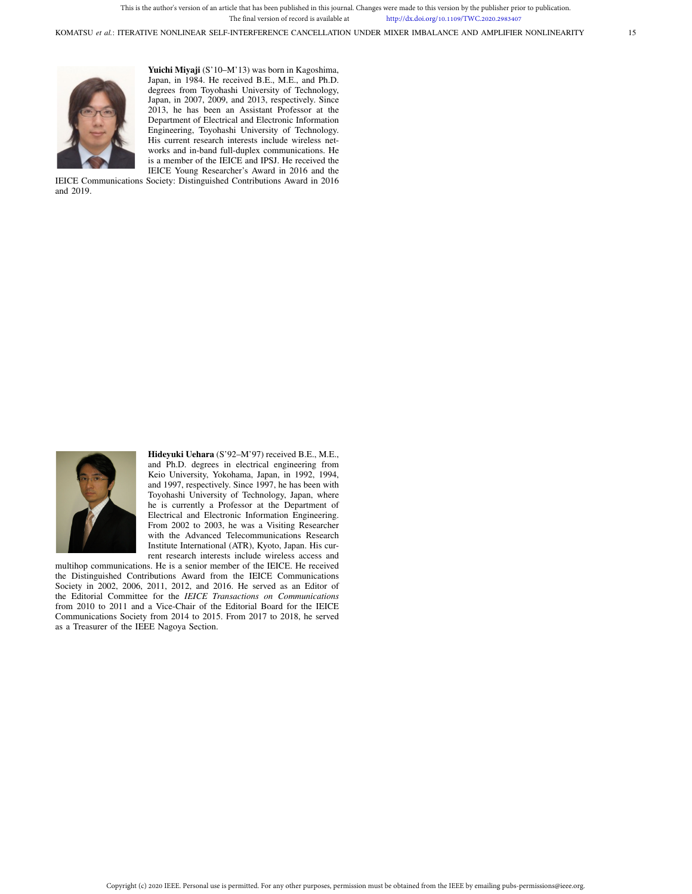**Yuichi Miyaji** (S'10–M'13) was born in Kagoshima, Japan, in 1984. He received B.E., M.E., and Ph.D. degrees from Toyohashi University of Technology, Japan, in 2007, 2009, and 2013, respectively. Since 2013, he has been an Assistant Professor at the Department of Electrical and Electronic Information Engineering, Toyohashi University of Technology. His current research interests include wireless networks and in-band full-duplex communications. He is a member of the IEICE and IPSJ. He received the IEICE Young Researcher's Award in 2016 and the IEICE Communications Society: Distinguished Contributions Award in 2016 and 2019.

**Hideyuki Uehara** (S'92–M'97) received B.E., M.E., and Ph.D. degrees in electrical engineering from Keio University, Yokohama, Japan, in 1992, 1994, and 1997, respectively. Since 1997, he has been with Toyohashi University of Technology, Japan, where he is currently a Professor at the Department of Electrical and Electronic Information Engineering. From 2002 to 2003, he was a Visiting Researcher with the Advanced Telecommunications Research Institute International (ATR), Kyoto, Japan. His current research interests include wireless access and multihop communications. He is a senior member of the IEICE. He received the Distinguished Contributions Award from the IEICE Communications Society in 2002, 2006, 2011, 2012, and 2016. He served as an Editor of the Editorial Committee for the *IEICE Transactions on Communications* from 2010 to 2011 and a Vice-Chair of the Editorial Board for the IEICE Communications Society from 2014 to 2015. From 2017 to 2018, he served as a Treasurer of the IEEE Nagoya Section.